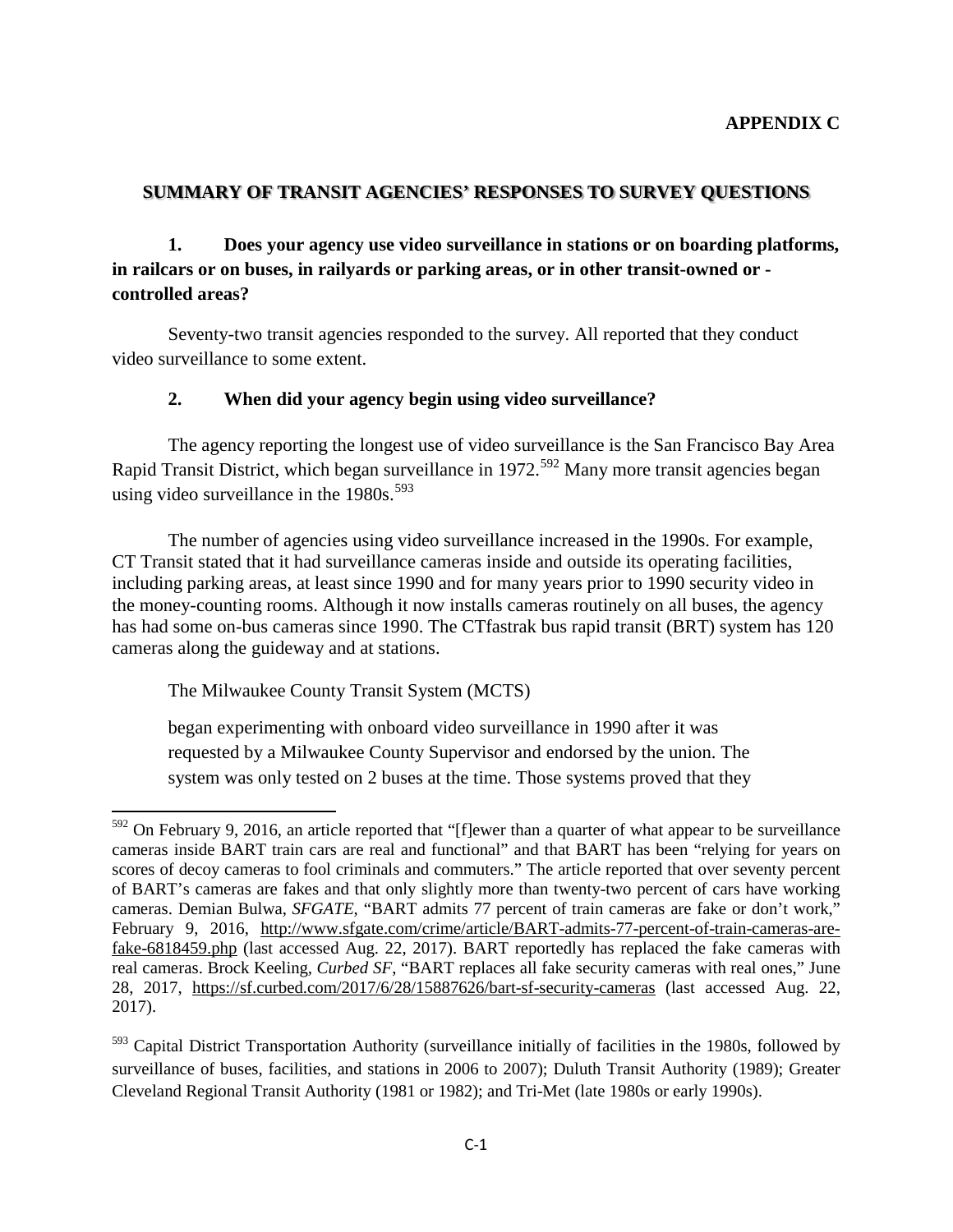**APPENDIX C**

## SUMMARY OF TRANSIT AGENCIES' RESPONSES TO SURVEY QUESTIONS

### 1. Does your agency use video surveillance in stations or on boarding platforms, in railcars or on buses, in railyards or parking areas, or in other transit-owned or -controlled areas?

Seventy-two transit agencies responded to the survey. All reported that they conduct video surveillance to some extent.

### 2. When did your agency begin using video surveillance?

The agency reporting the longest use of video surveillance is the San Francisco Bay Area Rapid Transit District, which began surveillance in 1972.[592] Many more transit agencies began using video surveillance in the 1980s.[593]

The number of agencies using video surveillance increased in the 1990s. For example, CT Transit stated that it had surveillance cameras inside and outside its operating facilities, including parking areas, at least since 1990 and for many years prior to 1990 security video in the money-counting rooms. Although it now installs cameras routinely on all buses, the agency has had some on-bus cameras since 1990. The CTfastrak bus rapid transit (BRT) system has 120 cameras along the guideway and at stations.

The Milwaukee County Transit System (MCTS)

> began experimenting with onboard video surveillance in 1990 after it was requested by a Milwaukee County Supervisor and endorsed by the union. The system was only tested on 2 buses at the time. Those systems proved that they

---

[592] On February 9, 2016, an article reported that "[f]ewer than a quarter of what appear to be surveillance cameras inside BART train cars are real and functional" and that BART has been "relying for years on scores of decoy cameras to fool criminals and commuters." The article reported that over seventy percent of BART's cameras are fakes and that only slightly more than twenty-two percent of cars have working cameras. Demian Bulwa, *SFGATE*, "BART admits 77 percent of train cameras are fake or don't work," February 9, 2016, http://www.sfgate.com/crime/article/BART-admits-77-percent-of-train-cameras-are-fake-6818459.php (last accessed Aug. 22, 2017). BART reportedly has replaced the fake cameras with real cameras. Brock Keeling, *Curbed SF*, "BART replaces all fake security cameras with real ones," June 28, 2017, https://sf.curbed.com/2017/6/28/15887626/bart-sf-security-cameras (last accessed Aug. 22, 2017).

[593] Capital District Transportation Authority (surveillance initially of facilities in the 1980s, followed by surveillance of buses, facilities, and stations in 2006 to 2007); Duluth Transit Authority (1989); Greater Cleveland Regional Transit Authority (1981 or 1982); and Tri-Met (late 1980s or early 1990s).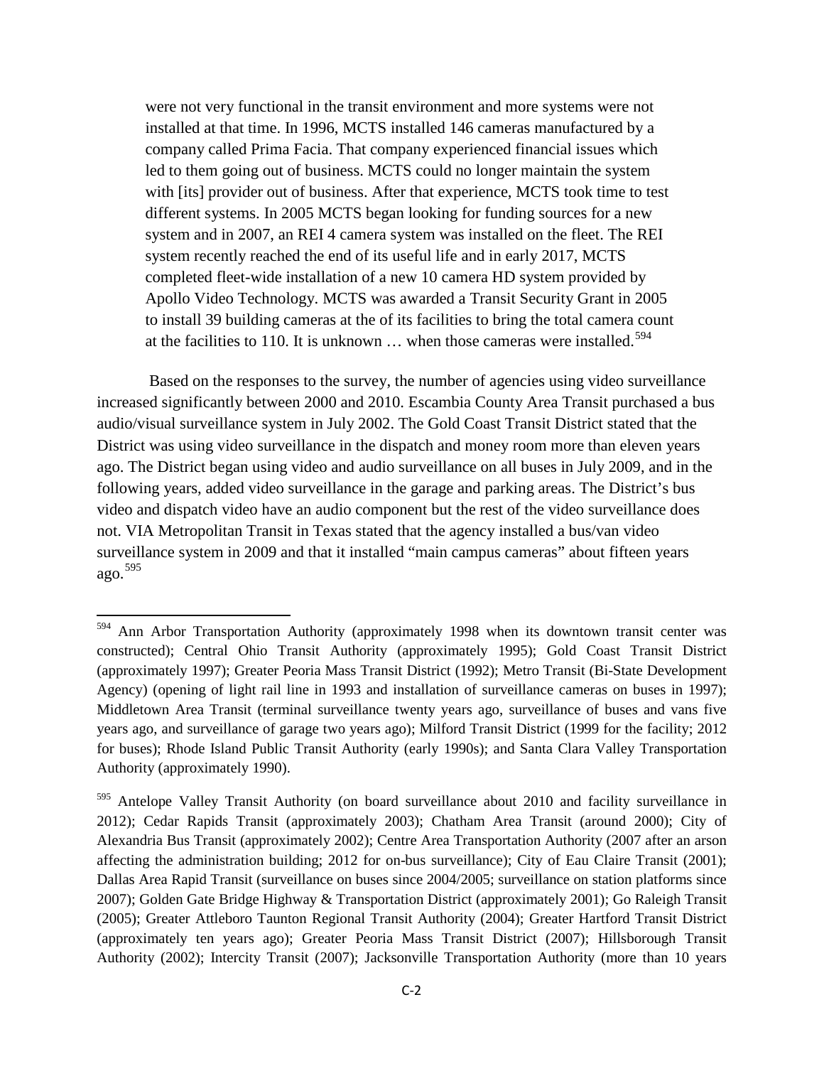were not very functional in the transit environment and more systems were not installed at that time. In 1996, MCTS installed 146 cameras manufactured by a company called Prima Facia. That company experienced financial issues which led to them going out of business. MCTS could no longer maintain the system with [its] provider out of business. After that experience, MCTS took time to test different systems. In 2005 MCTS began looking for funding sources for a new system and in 2007, an REI 4 camera system was installed on the fleet. The REI system recently reached the end of its useful life and in early 2017, MCTS completed fleet-wide installation of a new 10 camera HD system provided by Apollo Video Technology. MCTS was awarded a Transit Security Grant in 2005 to install 39 building cameras at the of its facilities to bring the total camera count at the facilities to 110. It is unknown … when those cameras were installed.[594]

Based on the responses to the survey, the number of agencies using video surveillance increased significantly between 2000 and 2010. Escambia County Area Transit purchased a bus audio/visual surveillance system in July 2002. The Gold Coast Transit District stated that the District was using video surveillance in the dispatch and money room more than eleven years ago. The District began using video and audio surveillance on all buses in July 2009, and in the following years, added video surveillance in the garage and parking areas. The District's bus video and dispatch video have an audio component but the rest of the video surveillance does not. VIA Metropolitan Transit in Texas stated that the agency installed a bus/van video surveillance system in 2009 and that it installed "main campus cameras" about fifteen years ago.[595]

---

[594] Ann Arbor Transportation Authority (approximately 1998 when its downtown transit center was constructed); Central Ohio Transit Authority (approximately 1995); Gold Coast Transit District (approximately 1997); Greater Peoria Mass Transit District (1992); Metro Transit (Bi-State Development Agency) (opening of light rail line in 1993 and installation of surveillance cameras on buses in 1997); Middletown Area Transit (terminal surveillance twenty years ago, surveillance of buses and vans five years ago, and surveillance of garage two years ago); Milford Transit District (1999 for the facility; 2012 for buses); Rhode Island Public Transit Authority (early 1990s); and Santa Clara Valley Transportation Authority (approximately 1990).

[595] Antelope Valley Transit Authority (on board surveillance about 2010 and facility surveillance in 2012); Cedar Rapids Transit (approximately 2003); Chatham Area Transit (around 2000); City of Alexandria Bus Transit (approximately 2002); Centre Area Transportation Authority (2007 after an arson affecting the administration building; 2012 for on-bus surveillance); City of Eau Claire Transit (2001); Dallas Area Rapid Transit (surveillance on buses since 2004/2005; surveillance on station platforms since 2007); Golden Gate Bridge Highway & Transportation District (approximately 2001); Go Raleigh Transit (2005); Greater Attleboro Taunton Regional Transit Authority (2004); Greater Hartford Transit District (approximately ten years ago); Greater Peoria Mass Transit District (2007); Hillsborough Transit Authority (2002); Intercity Transit (2007); Jacksonville Transportation Authority (more than 10 years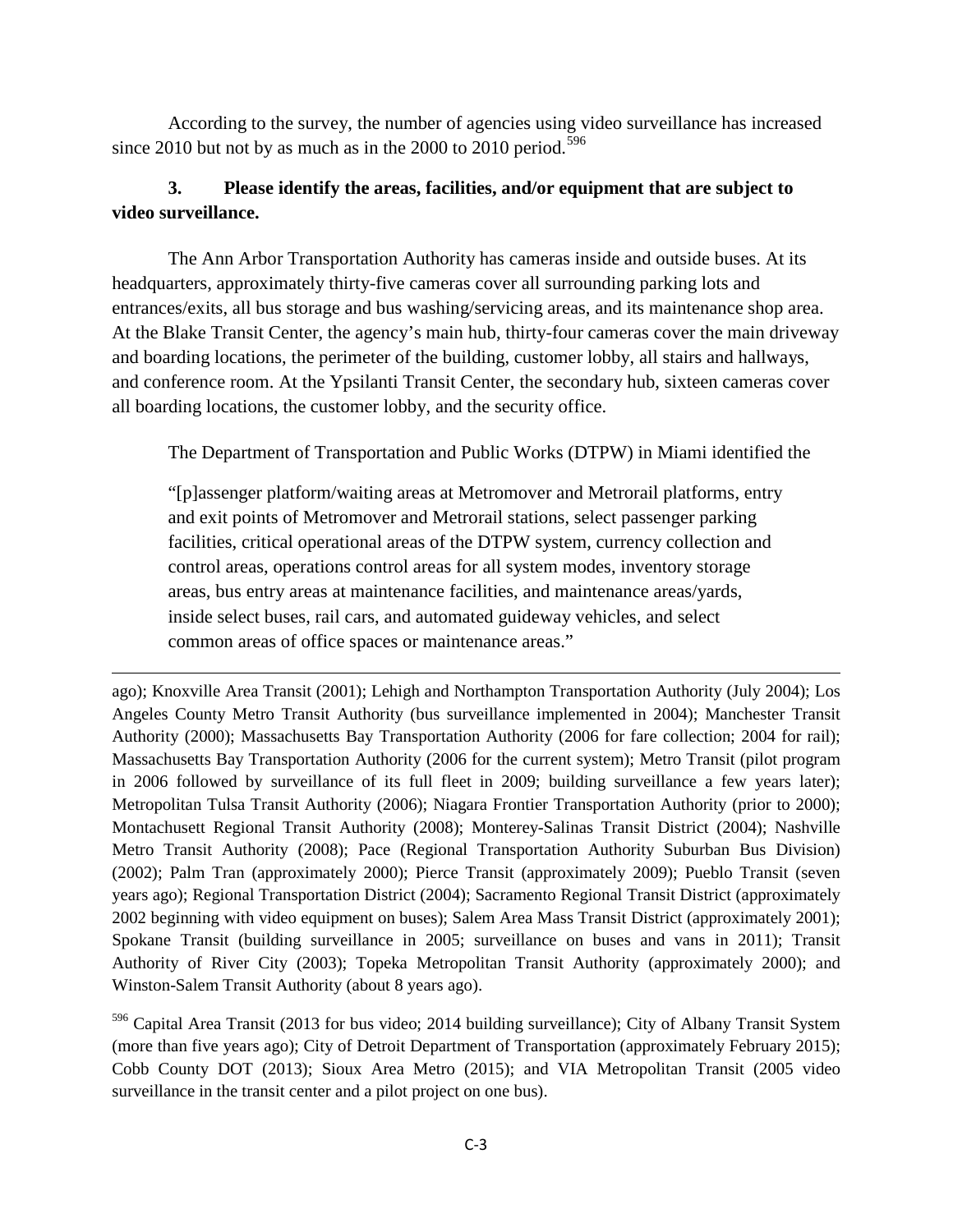According to the survey, the number of agencies using video surveillance has increased since 2010 but not by as much as in the 2000 to 2010 period.[596]

### 3. Please identify the areas, facilities, and/or equipment that are subject to video surveillance.

The Ann Arbor Transportation Authority has cameras inside and outside buses. At its headquarters, approximately thirty-five cameras cover all surrounding parking lots and entrances/exits, all bus storage and bus washing/servicing areas, and its maintenance shop area. At the Blake Transit Center, the agency's main hub, thirty-four cameras cover the main driveway and boarding locations, the perimeter of the building, customer lobby, all stairs and hallways, and conference room. At the Ypsilanti Transit Center, the secondary hub, sixteen cameras cover all boarding locations, the customer lobby, and the security office.

The Department of Transportation and Public Works (DTPW) in Miami identified the

> "[p]assenger platform/waiting areas at Metromover and Metrorail platforms, entry and exit points of Metromover and Metrorail stations, select passenger parking facilities, critical operational areas of the DTPW system, currency collection and control areas, operations control areas for all system modes, inventory storage areas, bus entry areas at maintenance facilities, and maintenance areas/yards, inside select buses, rail cars, and automated guideway vehicles, and select common areas of office spaces or maintenance areas."

---

ago); Knoxville Area Transit (2001); Lehigh and Northampton Transportation Authority (July 2004); Los Angeles County Metro Transit Authority (bus surveillance implemented in 2004); Manchester Transit Authority (2000); Massachusetts Bay Transportation Authority (2006 for fare collection; 2004 for rail); Massachusetts Bay Transportation Authority (2006 for the current system); Metro Transit (pilot program in 2006 followed by surveillance of its full fleet in 2009; building surveillance a few years later); Metropolitan Tulsa Transit Authority (2006); Niagara Frontier Transportation Authority (prior to 2000); Montachusett Regional Transit Authority (2008); Monterey-Salinas Transit District (2004); Nashville Metro Transit Authority (2008); Pace (Regional Transportation Authority Suburban Bus Division) (2002); Palm Tran (approximately 2000); Pierce Transit (approximately 2009); Pueblo Transit (seven years ago); Regional Transportation District (2004); Sacramento Regional Transit District (approximately 2002 beginning with video equipment on buses); Salem Area Mass Transit District (approximately 2001); Spokane Transit (building surveillance in 2005; surveillance on buses and vans in 2011); Transit Authority of River City (2003); Topeka Metropolitan Transit Authority (approximately 2000); and Winston-Salem Transit Authority (about 8 years ago).

[596] Capital Area Transit (2013 for bus video; 2014 building surveillance); City of Albany Transit System (more than five years ago); City of Detroit Department of Transportation (approximately February 2015); Cobb County DOT (2013); Sioux Area Metro (2015); and VIA Metropolitan Transit (2005 video surveillance in the transit center and a pilot project on one bus).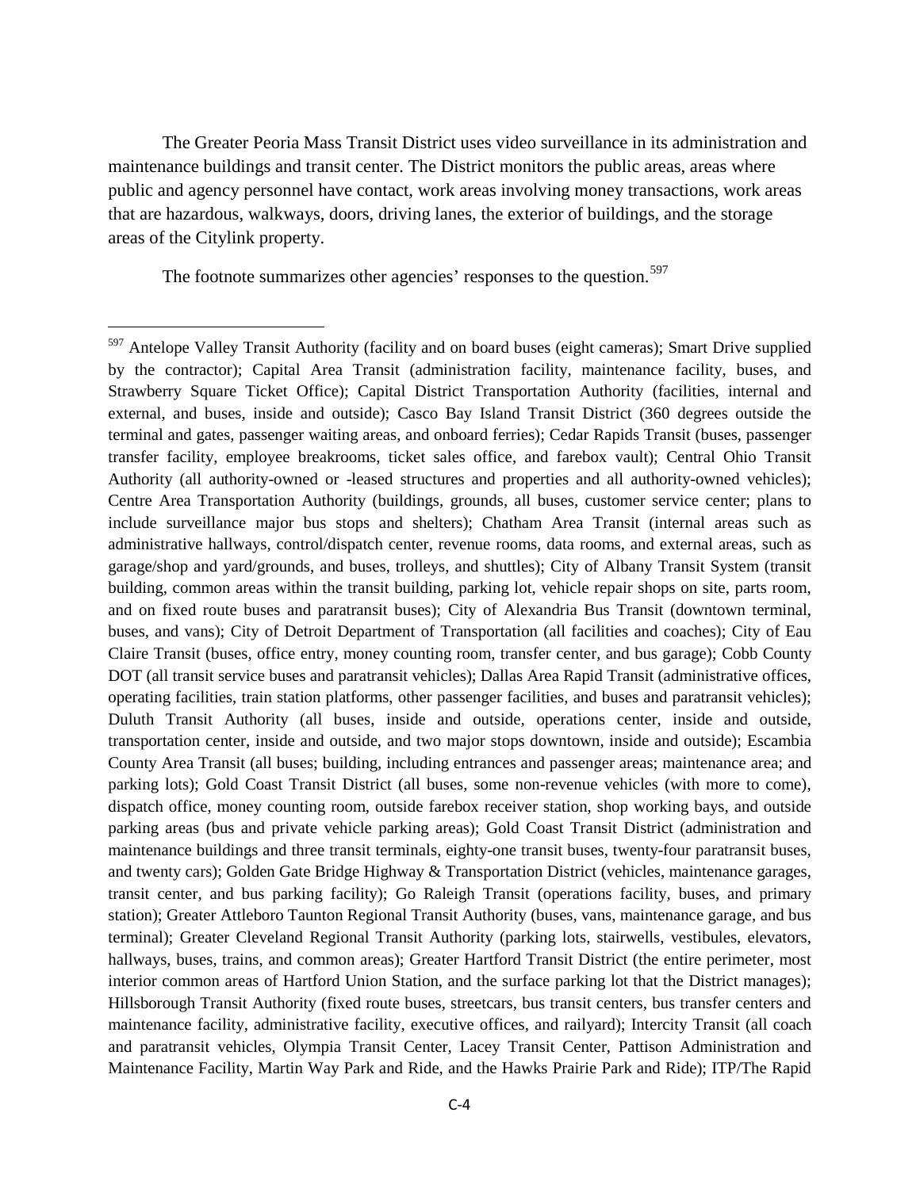The Greater Peoria Mass Transit District uses video surveillance in its administration and maintenance buildings and transit center. The District monitors the public areas, areas where public and agency personnel have contact, work areas involving money transactions, work areas that are hazardous, walkways, doors, driving lanes, the exterior of buildings, and the storage areas of the Citylink property.

The footnote summarizes other agencies' responses to the question.[597]

---

[597] Antelope Valley Transit Authority (facility and on board buses (eight cameras); Smart Drive supplied by the contractor); Capital Area Transit (administration facility, maintenance facility, buses, and Strawberry Square Ticket Office); Capital District Transportation Authority (facilities, internal and external, and buses, inside and outside); Casco Bay Island Transit District (360 degrees outside the terminal and gates, passenger waiting areas, and onboard ferries); Cedar Rapids Transit (buses, passenger transfer facility, employee breakrooms, ticket sales office, and farebox vault); Central Ohio Transit Authority (all authority-owned or -leased structures and properties and all authority-owned vehicles); Centre Area Transportation Authority (buildings, grounds, all buses, customer service center; plans to include surveillance major bus stops and shelters); Chatham Area Transit (internal areas such as administrative hallways, control/dispatch center, revenue rooms, data rooms, and external areas, such as garage/shop and yard/grounds, and buses, trolleys, and shuttles); City of Albany Transit System (transit building, common areas within the transit building, parking lot, vehicle repair shops on site, parts room, and on fixed route buses and paratransit buses); City of Alexandria Bus Transit (downtown terminal, buses, and vans); City of Detroit Department of Transportation (all facilities and coaches); City of Eau Claire Transit (buses, office entry, money counting room, transfer center, and bus garage); Cobb County DOT (all transit service buses and paratransit vehicles); Dallas Area Rapid Transit (administrative offices, operating facilities, train station platforms, other passenger facilities, and buses and paratransit vehicles); Duluth Transit Authority (all buses, inside and outside, operations center, inside and outside, transportation center, inside and outside, and two major stops downtown, inside and outside); Escambia County Area Transit (all buses; building, including entrances and passenger areas; maintenance area; and parking lots); Gold Coast Transit District (all buses, some non-revenue vehicles (with more to come), dispatch office, money counting room, outside farebox receiver station, shop working bays, and outside parking areas (bus and private vehicle parking areas); Gold Coast Transit District (administration and maintenance buildings and three transit terminals, eighty-one transit buses, twenty-four paratransit buses, and twenty cars); Golden Gate Bridge Highway & Transportation District (vehicles, maintenance garages, transit center, and bus parking facility); Go Raleigh Transit (operations facility, buses, and primary station); Greater Attleboro Taunton Regional Transit Authority (buses, vans, maintenance garage, and bus terminal); Greater Cleveland Regional Transit Authority (parking lots, stairwells, vestibules, elevators, hallways, buses, trains, and common areas); Greater Hartford Transit District (the entire perimeter, most interior common areas of Hartford Union Station, and the surface parking lot that the District manages); Hillsborough Transit Authority (fixed route buses, streetcars, bus transit centers, bus transfer centers and maintenance facility, administrative facility, executive offices, and railyard); Intercity Transit (all coach and paratransit vehicles, Olympia Transit Center, Lacey Transit Center, Pattison Administration and Maintenance Facility, Martin Way Park and Ride, and the Hawks Prairie Park and Ride); ITP/The Rapid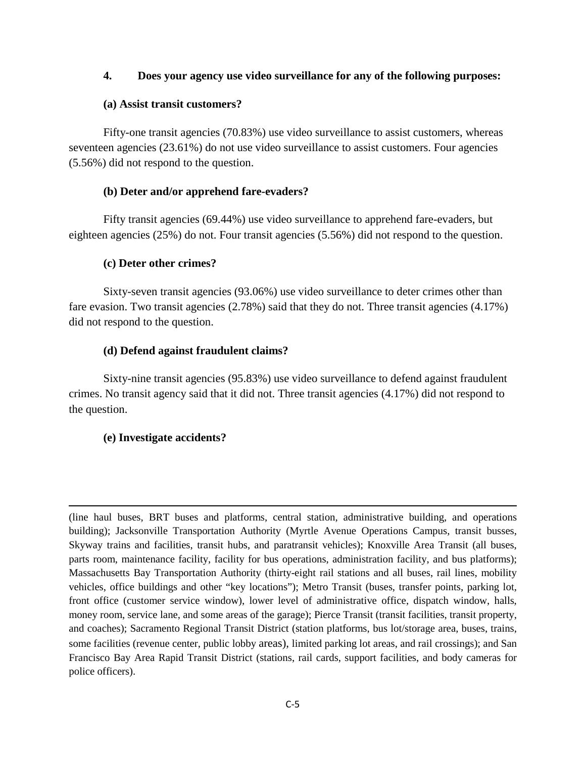**4. Does your agency use video surveillance for any of the following purposes:**

**(a) Assist transit customers?**

Fifty-one transit agencies (70.83%) use video surveillance to assist customers, whereas seventeen agencies (23.61%) do not use video surveillance to assist customers. Four agencies (5.56%) did not respond to the question.

**(b) Deter and/or apprehend fare-evaders?**

Fifty transit agencies (69.44%) use video surveillance to apprehend fare-evaders, but eighteen agencies (25%) do not. Four transit agencies (5.56%) did not respond to the question.

**(c) Deter other crimes?**

Sixty-seven transit agencies (93.06%) use video surveillance to deter crimes other than fare evasion. Two transit agencies (2.78%) said that they do not. Three transit agencies (4.17%) did not respond to the question.

**(d) Defend against fraudulent claims?**

Sixty-nine transit agencies (95.83%) use video surveillance to defend against fraudulent crimes. No transit agency said that it did not. Three transit agencies (4.17%) did not respond to the question.

**(e) Investigate accidents?**

---

(line haul buses, BRT buses and platforms, central station, administrative building, and operations building); Jacksonville Transportation Authority (Myrtle Avenue Operations Campus, transit busses, Skyway trains and facilities, transit hubs, and paratransit vehicles); Knoxville Area Transit (all buses, parts room, maintenance facility, facility for bus operations, administration facility, and bus platforms); Massachusetts Bay Transportation Authority (thirty-eight rail stations and all buses, rail lines, mobility vehicles, office buildings and other "key locations"); Metro Transit (buses, transfer points, parking lot, front office (customer service window), lower level of administrative office, dispatch window, halls, money room, service lane, and some areas of the garage); Pierce Transit (transit facilities, transit property, and coaches); Sacramento Regional Transit District (station platforms, bus lot/storage area, buses, trains, some facilities (revenue center, public lobby areas), limited parking lot areas, and rail crossings); and San Francisco Bay Area Rapid Transit District (stations, rail cards, support facilities, and body cameras for police officers).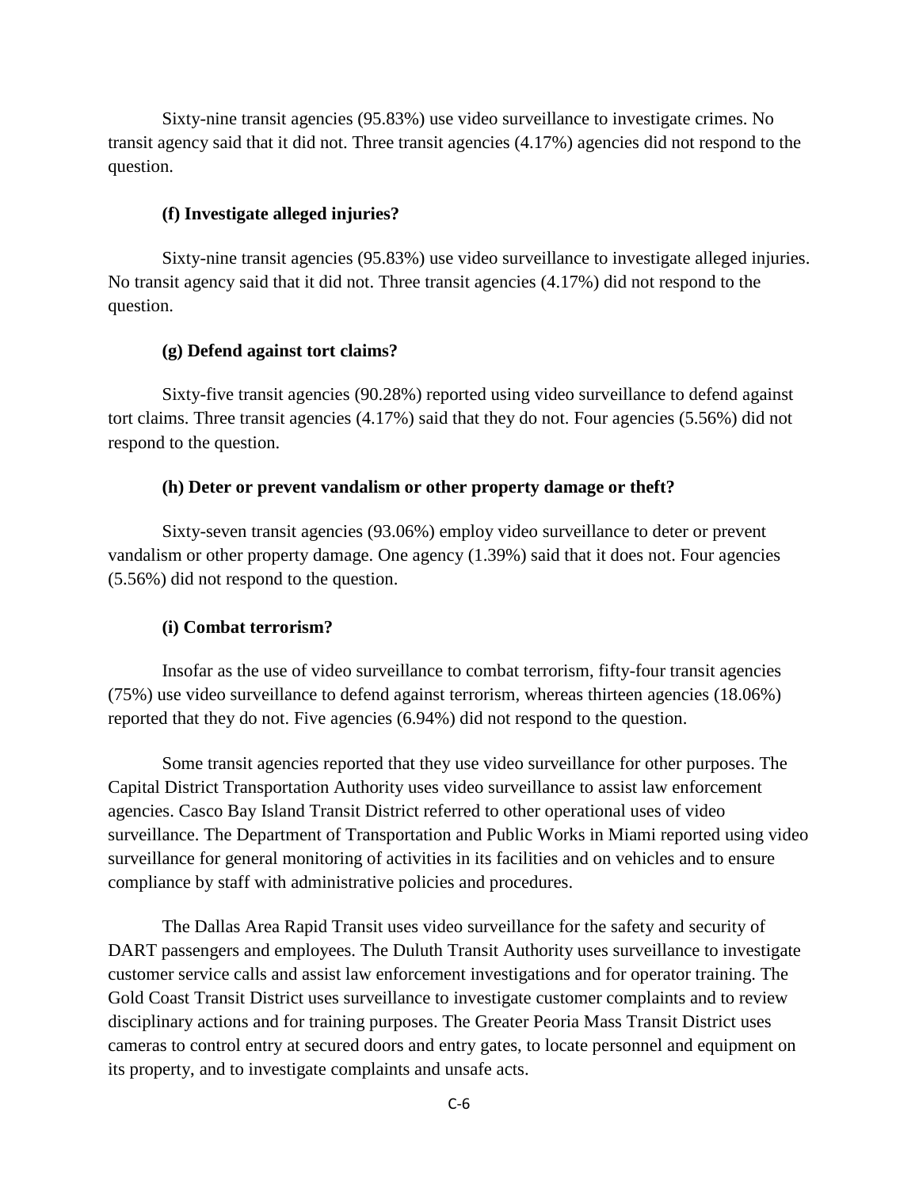Sixty-nine transit agencies (95.83%) use video surveillance to investigate crimes. No transit agency said that it did not. Three transit agencies (4.17%) agencies did not respond to the question.

**(f) Investigate alleged injuries?**

Sixty-nine transit agencies (95.83%) use video surveillance to investigate alleged injuries. No transit agency said that it did not. Three transit agencies (4.17%) did not respond to the question.

**(g) Defend against tort claims?**

Sixty-five transit agencies (90.28%) reported using video surveillance to defend against tort claims. Three transit agencies (4.17%) said that they do not. Four agencies (5.56%) did not respond to the question.

**(h) Deter or prevent vandalism or other property damage or theft?**

Sixty-seven transit agencies (93.06%) employ video surveillance to deter or prevent vandalism or other property damage. One agency (1.39%) said that it does not. Four agencies (5.56%) did not respond to the question.

**(i) Combat terrorism?**

Insofar as the use of video surveillance to combat terrorism, fifty-four transit agencies (75%) use video surveillance to defend against terrorism, whereas thirteen agencies (18.06%) reported that they do not. Five agencies (6.94%) did not respond to the question.

Some transit agencies reported that they use video surveillance for other purposes. The Capital District Transportation Authority uses video surveillance to assist law enforcement agencies. Casco Bay Island Transit District referred to other operational uses of video surveillance. The Department of Transportation and Public Works in Miami reported using video surveillance for general monitoring of activities in its facilities and on vehicles and to ensure compliance by staff with administrative policies and procedures.

The Dallas Area Rapid Transit uses video surveillance for the safety and security of DART passengers and employees. The Duluth Transit Authority uses surveillance to investigate customer service calls and assist law enforcement investigations and for operator training. The Gold Coast Transit District uses surveillance to investigate customer complaints and to review disciplinary actions and for training purposes. The Greater Peoria Mass Transit District uses cameras to control entry at secured doors and entry gates, to locate personnel and equipment on its property, and to investigate complaints and unsafe acts.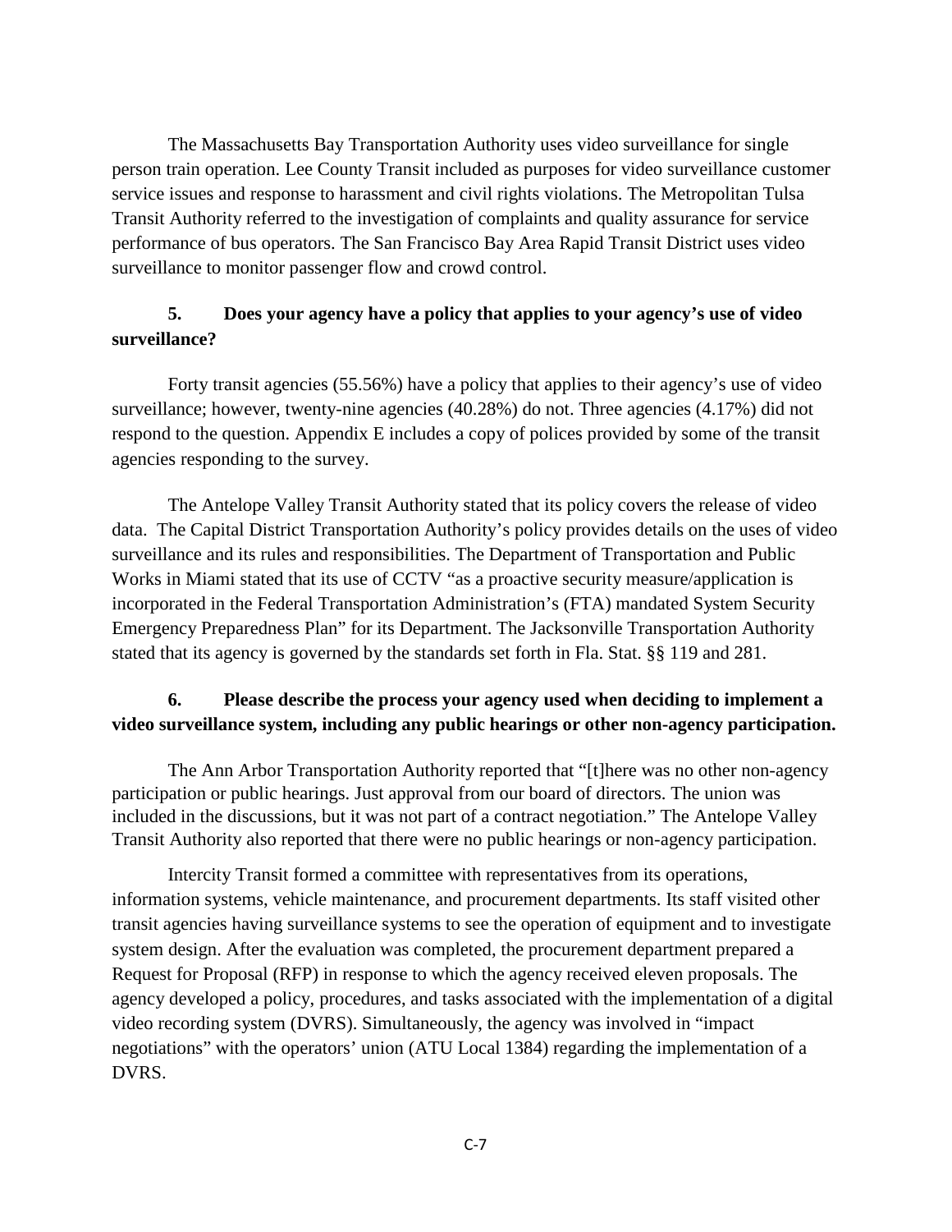The Massachusetts Bay Transportation Authority uses video surveillance for single person train operation. Lee County Transit included as purposes for video surveillance customer service issues and response to harassment and civil rights violations. The Metropolitan Tulsa Transit Authority referred to the investigation of complaints and quality assurance for service performance of bus operators. The San Francisco Bay Area Rapid Transit District uses video surveillance to monitor passenger flow and crowd control.

**5. Does your agency have a policy that applies to your agency's use of video surveillance?**

Forty transit agencies (55.56%) have a policy that applies to their agency's use of video surveillance; however, twenty-nine agencies (40.28%) do not. Three agencies (4.17%) did not respond to the question. Appendix E includes a copy of polices provided by some of the transit agencies responding to the survey.

The Antelope Valley Transit Authority stated that its policy covers the release of video data. The Capital District Transportation Authority's policy provides details on the uses of video surveillance and its rules and responsibilities. The Department of Transportation and Public Works in Miami stated that its use of CCTV "as a proactive security measure/application is incorporated in the Federal Transportation Administration's (FTA) mandated System Security Emergency Preparedness Plan" for its Department. The Jacksonville Transportation Authority stated that its agency is governed by the standards set forth in Fla. Stat. §§ 119 and 281.

**6. Please describe the process your agency used when deciding to implement a video surveillance system, including any public hearings or other non-agency participation.**

The Ann Arbor Transportation Authority reported that "[t]here was no other non-agency participation or public hearings. Just approval from our board of directors. The union was included in the discussions, but it was not part of a contract negotiation." The Antelope Valley Transit Authority also reported that there were no public hearings or non-agency participation.

Intercity Transit formed a committee with representatives from its operations, information systems, vehicle maintenance, and procurement departments. Its staff visited other transit agencies having surveillance systems to see the operation of equipment and to investigate system design. After the evaluation was completed, the procurement department prepared a Request for Proposal (RFP) in response to which the agency received eleven proposals. The agency developed a policy, procedures, and tasks associated with the implementation of a digital video recording system (DVRS). Simultaneously, the agency was involved in "impact negotiations" with the operators' union (ATU Local 1384) regarding the implementation of a DVRS.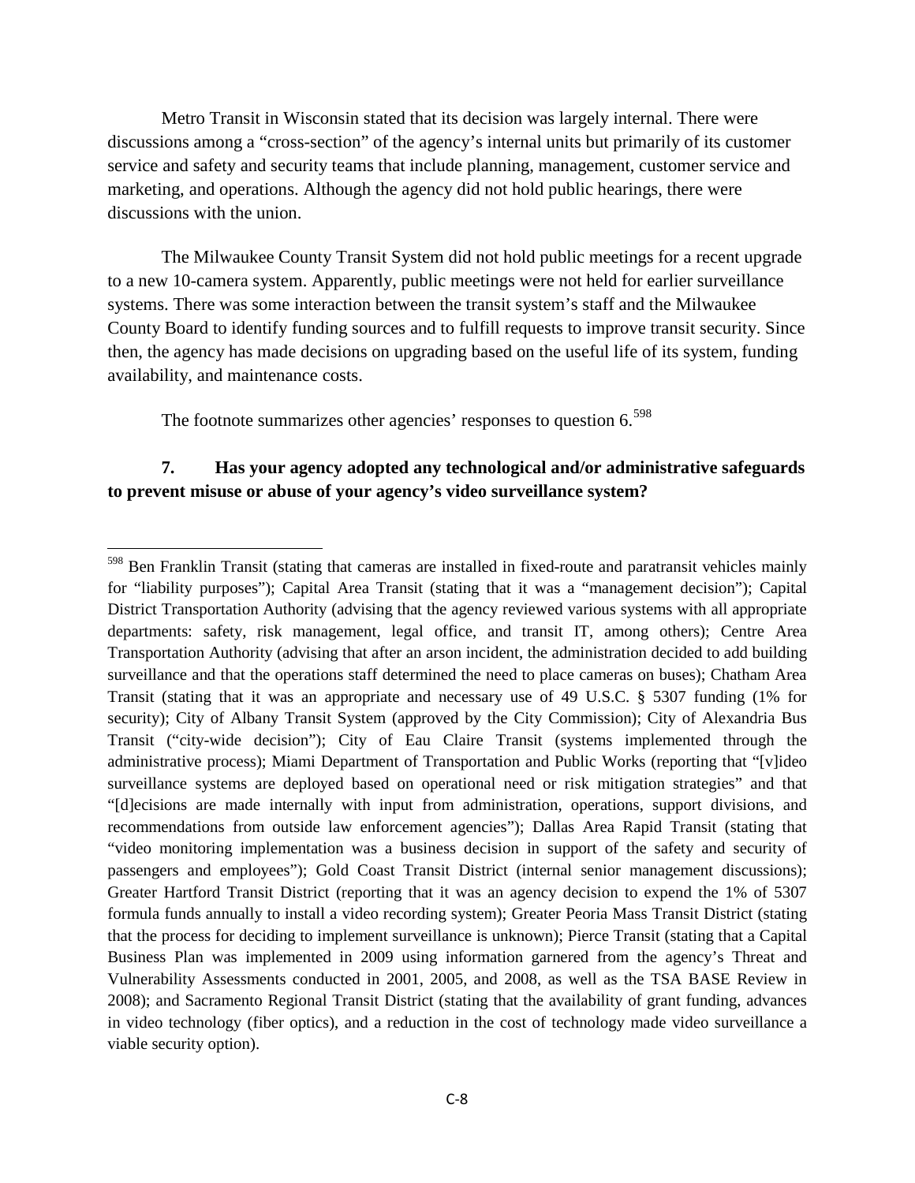Metro Transit in Wisconsin stated that its decision was largely internal. There were discussions among a "cross-section" of the agency's internal units but primarily of its customer service and safety and security teams that include planning, management, customer service and marketing, and operations. Although the agency did not hold public hearings, there were discussions with the union.

The Milwaukee County Transit System did not hold public meetings for a recent upgrade to a new 10-camera system. Apparently, public meetings were not held for earlier surveillance systems. There was some interaction between the transit system's staff and the Milwaukee County Board to identify funding sources and to fulfill requests to improve transit security. Since then, the agency has made decisions on upgrading based on the useful life of its system, funding availability, and maintenance costs.

The footnote summarizes other agencies' responses to question 6.[598]

**7. Has your agency adopted any technological and/or administrative safeguards to prevent misuse or abuse of your agency's video surveillance system?**

---

[598] Ben Franklin Transit (stating that cameras are installed in fixed-route and paratransit vehicles mainly for "liability purposes"); Capital Area Transit (stating that it was a "management decision"); Capital District Transportation Authority (advising that the agency reviewed various systems with all appropriate departments: safety, risk management, legal office, and transit IT, among others); Centre Area Transportation Authority (advising that after an arson incident, the administration decided to add building surveillance and that the operations staff determined the need to place cameras on buses); Chatham Area Transit (stating that it was an appropriate and necessary use of 49 U.S.C. § 5307 funding (1% for security); City of Albany Transit System (approved by the City Commission); City of Alexandria Bus Transit ("city-wide decision"); City of Eau Claire Transit (systems implemented through the administrative process); Miami Department of Transportation and Public Works (reporting that "[v]ideo surveillance systems are deployed based on operational need or risk mitigation strategies" and that "[d]ecisions are made internally with input from administration, operations, support divisions, and recommendations from outside law enforcement agencies"); Dallas Area Rapid Transit (stating that "video monitoring implementation was a business decision in support of the safety and security of passengers and employees"); Gold Coast Transit District (internal senior management discussions); Greater Hartford Transit District (reporting that it was an agency decision to expend the 1% of 5307 formula funds annually to install a video recording system); Greater Peoria Mass Transit District (stating that the process for deciding to implement surveillance is unknown); Pierce Transit (stating that a Capital Business Plan was implemented in 2009 using information garnered from the agency's Threat and Vulnerability Assessments conducted in 2001, 2005, and 2008, as well as the TSA BASE Review in 2008); and Sacramento Regional Transit District (stating that the availability of grant funding, advances in video technology (fiber optics), and a reduction in the cost of technology made video surveillance a viable security option).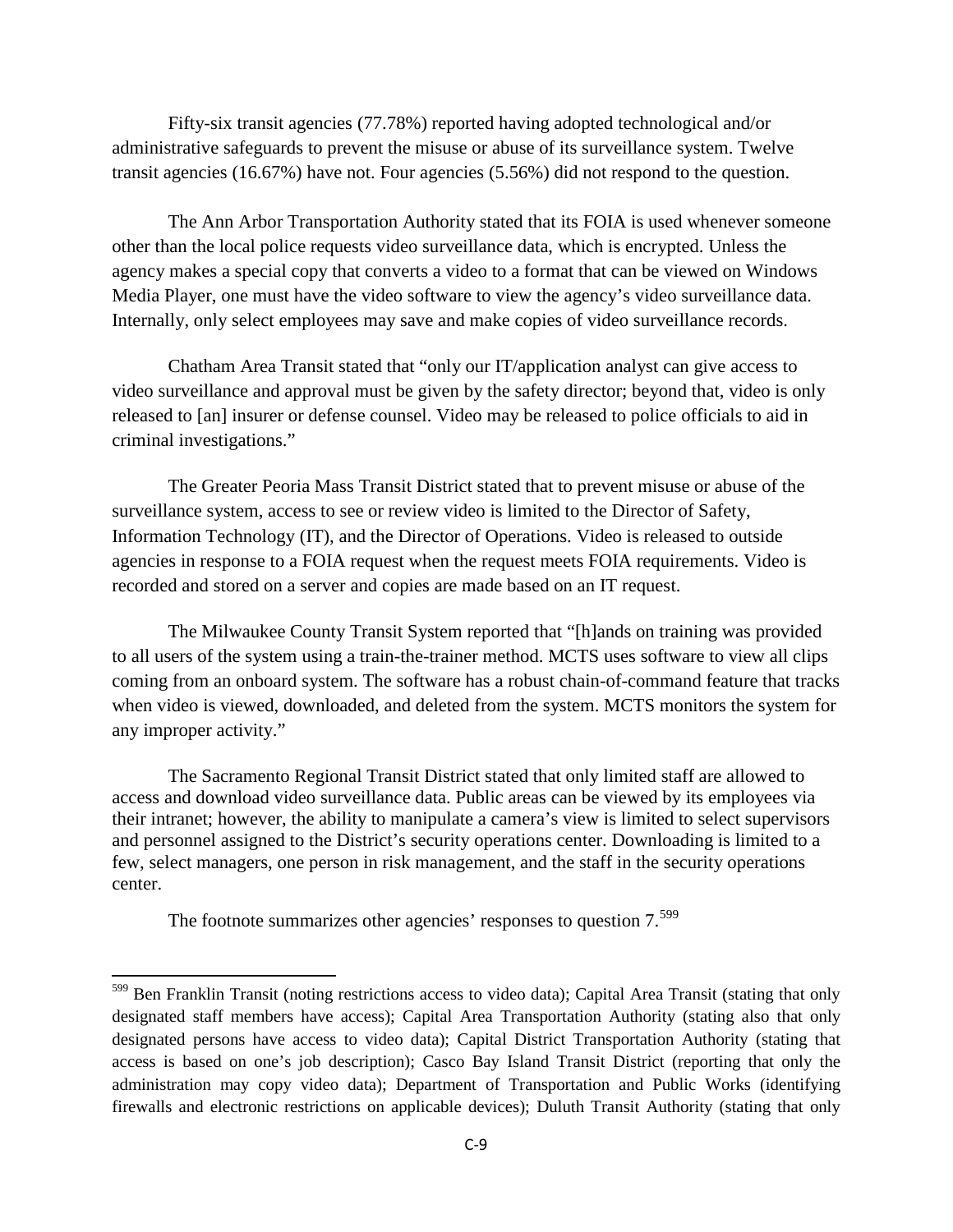Fifty-six transit agencies (77.78%) reported having adopted technological and/or administrative safeguards to prevent the misuse or abuse of its surveillance system. Twelve transit agencies (16.67%) have not. Four agencies (5.56%) did not respond to the question.

The Ann Arbor Transportation Authority stated that its FOIA is used whenever someone other than the local police requests video surveillance data, which is encrypted. Unless the agency makes a special copy that converts a video to a format that can be viewed on Windows Media Player, one must have the video software to view the agency's video surveillance data. Internally, only select employees may save and make copies of video surveillance records.

Chatham Area Transit stated that "only our IT/application analyst can give access to video surveillance and approval must be given by the safety director; beyond that, video is only released to [an] insurer or defense counsel. Video may be released to police officials to aid in criminal investigations."

The Greater Peoria Mass Transit District stated that to prevent misuse or abuse of the surveillance system, access to see or review video is limited to the Director of Safety, Information Technology (IT), and the Director of Operations. Video is released to outside agencies in response to a FOIA request when the request meets FOIA requirements. Video is recorded and stored on a server and copies are made based on an IT request.

The Milwaukee County Transit System reported that "[h]ands on training was provided to all users of the system using a train-the-trainer method. MCTS uses software to view all clips coming from an onboard system. The software has a robust chain-of-command feature that tracks when video is viewed, downloaded, and deleted from the system. MCTS monitors the system for any improper activity."

The Sacramento Regional Transit District stated that only limited staff are allowed to access and download video surveillance data. Public areas can be viewed by its employees via their intranet; however, the ability to manipulate a camera's view is limited to select supervisors and personnel assigned to the District's security operations center. Downloading is limited to a few, select managers, one person in risk management, and the staff in the security operations center.

The footnote summarizes other agencies' responses to question 7.[599]

[599] Ben Franklin Transit (noting restrictions access to video data); Capital Area Transit (stating that only designated staff members have access); Capital Area Transportation Authority (stating also that only designated persons have access to video data); Capital District Transportation Authority (stating that access is based on one's job description); Casco Bay Island Transit District (reporting that only the administration may copy video data); Department of Transportation and Public Works (identifying firewalls and electronic restrictions on applicable devices); Duluth Transit Authority (stating that only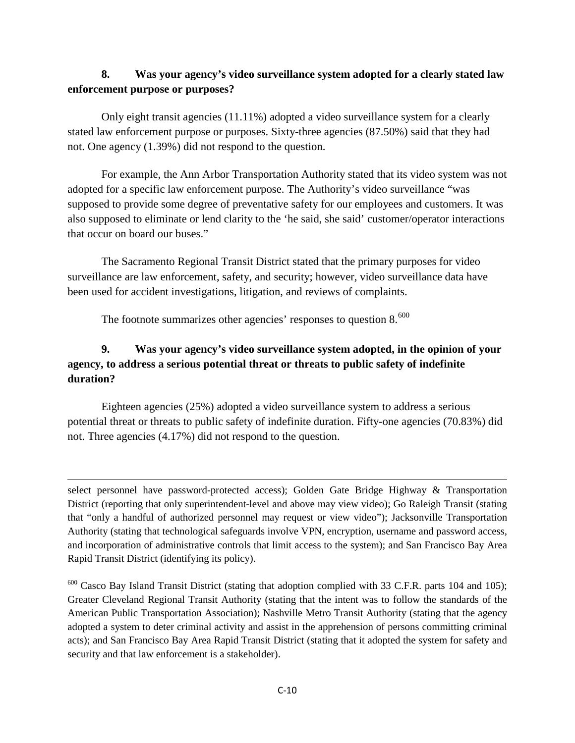**8. Was your agency's video surveillance system adopted for a clearly stated law enforcement purpose or purposes?**

Only eight transit agencies (11.11%) adopted a video surveillance system for a clearly stated law enforcement purpose or purposes. Sixty-three agencies (87.50%) said that they had not. One agency (1.39%) did not respond to the question.

For example, the Ann Arbor Transportation Authority stated that its video system was not adopted for a specific law enforcement purpose. The Authority's video surveillance "was supposed to provide some degree of preventative safety for our employees and customers. It was also supposed to eliminate or lend clarity to the 'he said, she said' customer/operator interactions that occur on board our buses."

The Sacramento Regional Transit District stated that the primary purposes for video surveillance are law enforcement, safety, and security; however, video surveillance data have been used for accident investigations, litigation, and reviews of complaints.

The footnote summarizes other agencies' responses to question 8.[600]

**9. Was your agency's video surveillance system adopted, in the opinion of your agency, to address a serious potential threat or threats to public safety of indefinite duration?**

Eighteen agencies (25%) adopted a video surveillance system to address a serious potential threat or threats to public safety of indefinite duration. Fifty-one agencies (70.83%) did not. Three agencies (4.17%) did not respond to the question.

---

select personnel have password-protected access); Golden Gate Bridge Highway & Transportation District (reporting that only superintendent-level and above may view video); Go Raleigh Transit (stating that "only a handful of authorized personnel may request or view video"); Jacksonville Transportation Authority (stating that technological safeguards involve VPN, encryption, username and password access, and incorporation of administrative controls that limit access to the system); and San Francisco Bay Area Rapid Transit District (identifying its policy).

[600] Casco Bay Island Transit District (stating that adoption complied with 33 C.F.R. parts 104 and 105); Greater Cleveland Regional Transit Authority (stating that the intent was to follow the standards of the American Public Transportation Association); Nashville Metro Transit Authority (stating that the agency adopted a system to deter criminal activity and assist in the apprehension of persons committing criminal acts); and San Francisco Bay Area Rapid Transit District (stating that it adopted the system for safety and security and that law enforcement is a stakeholder).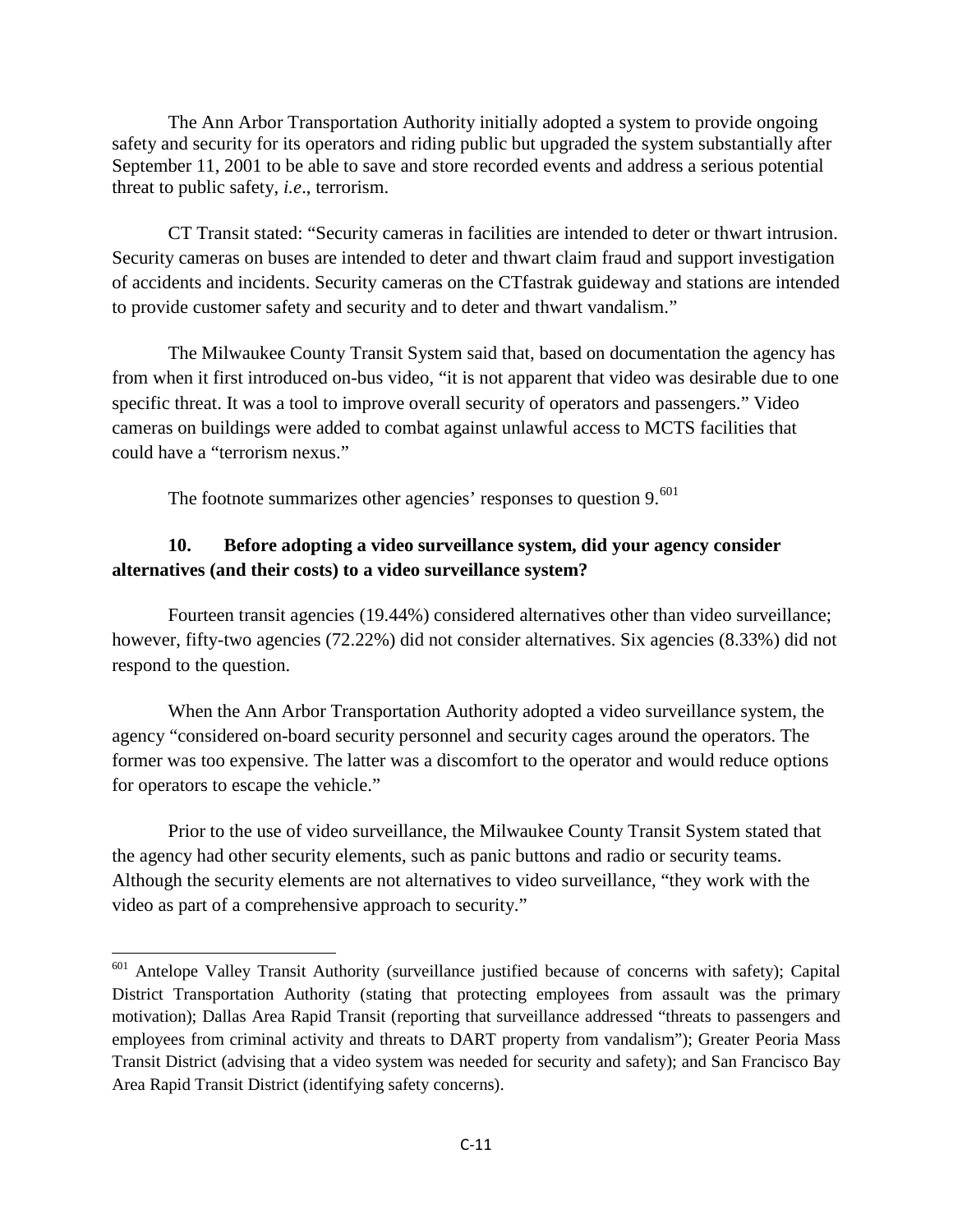The Ann Arbor Transportation Authority initially adopted a system to provide ongoing safety and security for its operators and riding public but upgraded the system substantially after September 11, 2001 to be able to save and store recorded events and address a serious potential threat to public safety, *i.e*., terrorism.

CT Transit stated: "Security cameras in facilities are intended to deter or thwart intrusion. Security cameras on buses are intended to deter and thwart claim fraud and support investigation of accidents and incidents. Security cameras on the CTfastrak guideway and stations are intended to provide customer safety and security and to deter and thwart vandalism."

The Milwaukee County Transit System said that, based on documentation the agency has from when it first introduced on-bus video, "it is not apparent that video was desirable due to one specific threat. It was a tool to improve overall security of operators and passengers." Video cameras on buildings were added to combat against unlawful access to MCTS facilities that could have a "terrorism nexus."

The footnote summarizes other agencies' responses to question 9.[601]

### 10. Before adopting a video surveillance system, did your agency consider alternatives (and their costs) to a video surveillance system?

Fourteen transit agencies (19.44%) considered alternatives other than video surveillance; however, fifty-two agencies (72.22%) did not consider alternatives. Six agencies (8.33%) did not respond to the question.

When the Ann Arbor Transportation Authority adopted a video surveillance system, the agency "considered on-board security personnel and security cages around the operators. The former was too expensive. The latter was a discomfort to the operator and would reduce options for operators to escape the vehicle."

Prior to the use of video surveillance, the Milwaukee County Transit System stated that the agency had other security elements, such as panic buttons and radio or security teams. Although the security elements are not alternatives to video surveillance, "they work with the video as part of a comprehensive approach to security."

---

[601] Antelope Valley Transit Authority (surveillance justified because of concerns with safety); Capital District Transportation Authority (stating that protecting employees from assault was the primary motivation); Dallas Area Rapid Transit (reporting that surveillance addressed "threats to passengers and employees from criminal activity and threats to DART property from vandalism"); Greater Peoria Mass Transit District (advising that a video system was needed for security and safety); and San Francisco Bay Area Rapid Transit District (identifying safety concerns).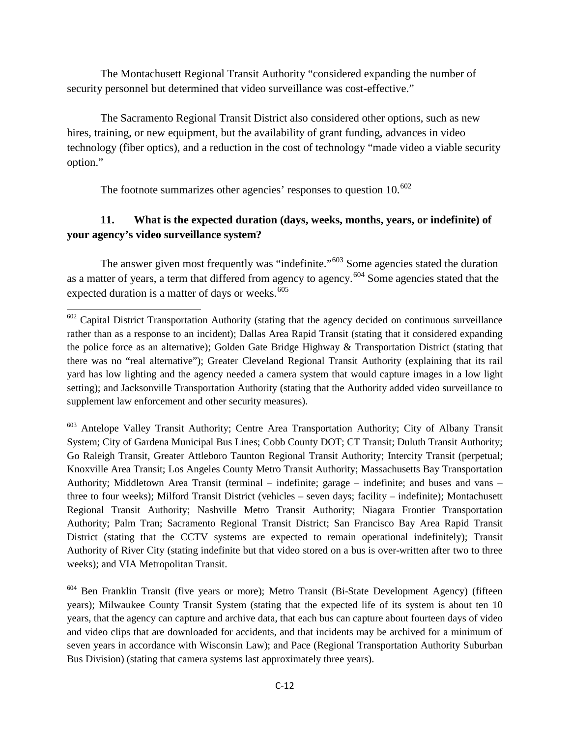The Montachusett Regional Transit Authority "considered expanding the number of security personnel but determined that video surveillance was cost-effective."

The Sacramento Regional Transit District also considered other options, such as new hires, training, or new equipment, but the availability of grant funding, advances in video technology (fiber optics), and a reduction in the cost of technology "made video a viable security option."

The footnote summarizes other agencies' responses to question 10.[602]

### 11. What is the expected duration (days, weeks, months, years, or indefinite) of your agency's video surveillance system?

The answer given most frequently was "indefinite."[603] Some agencies stated the duration as a matter of years, a term that differed from agency to agency.[604] Some agencies stated that the expected duration is a matter of days or weeks.[605]

---

[602] Capital District Transportation Authority (stating that the agency decided on continuous surveillance rather than as a response to an incident); Dallas Area Rapid Transit (stating that it considered expanding the police force as an alternative); Golden Gate Bridge Highway & Transportation District (stating that there was no "real alternative"); Greater Cleveland Regional Transit Authority (explaining that its rail yard has low lighting and the agency needed a camera system that would capture images in a low light setting); and Jacksonville Transportation Authority (stating that the Authority added video surveillance to supplement law enforcement and other security measures).

[603] Antelope Valley Transit Authority; Centre Area Transportation Authority; City of Albany Transit System; City of Gardena Municipal Bus Lines; Cobb County DOT; CT Transit; Duluth Transit Authority; Go Raleigh Transit, Greater Attleboro Taunton Regional Transit Authority; Intercity Transit (perpetual; Knoxville Area Transit; Los Angeles County Metro Transit Authority; Massachusetts Bay Transportation Authority; Middletown Area Transit (terminal – indefinite; garage – indefinite; and buses and vans – three to four weeks); Milford Transit District (vehicles – seven days; facility – indefinite); Montachusett Regional Transit Authority; Nashville Metro Transit Authority; Niagara Frontier Transportation Authority; Palm Tran; Sacramento Regional Transit District; San Francisco Bay Area Rapid Transit District (stating that the CCTV systems are expected to remain operational indefinitely); Transit Authority of River City (stating indefinite but that video stored on a bus is over-written after two to three weeks); and VIA Metropolitan Transit.

[604] Ben Franklin Transit (five years or more); Metro Transit (Bi-State Development Agency) (fifteen years); Milwaukee County Transit System (stating that the expected life of its system is about ten 10 years, that the agency can capture and archive data, that each bus can capture about fourteen days of video and video clips that are downloaded for accidents, and that incidents may be archived for a minimum of seven years in accordance with Wisconsin Law); and Pace (Regional Transportation Authority Suburban Bus Division) (stating that camera systems last approximately three years).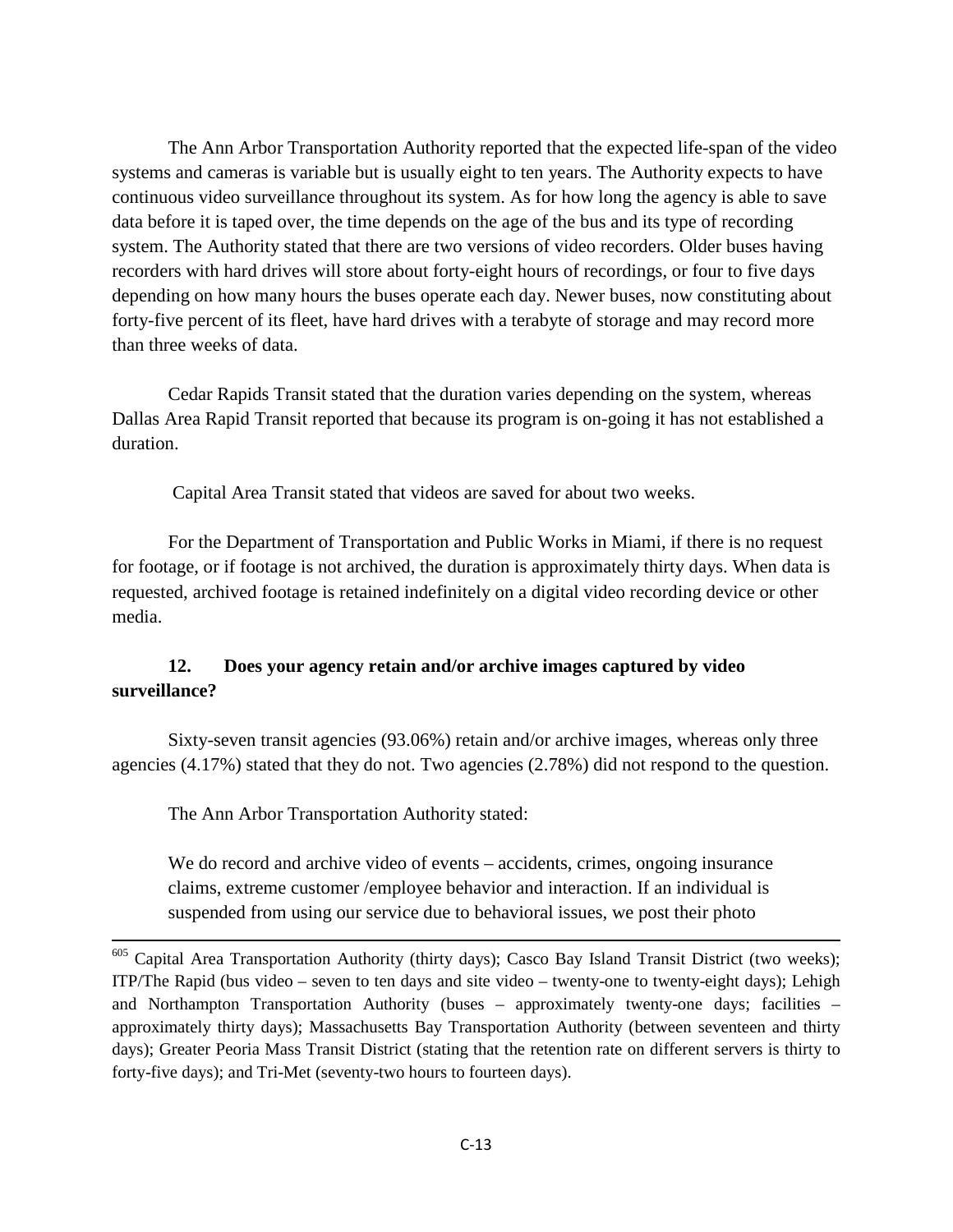The Ann Arbor Transportation Authority reported that the expected life-span of the video systems and cameras is variable but is usually eight to ten years. The Authority expects to have continuous video surveillance throughout its system. As for how long the agency is able to save data before it is taped over, the time depends on the age of the bus and its type of recording system. The Authority stated that there are two versions of video recorders. Older buses having recorders with hard drives will store about forty-eight hours of recordings, or four to five days depending on how many hours the buses operate each day. Newer buses, now constituting about forty-five percent of its fleet, have hard drives with a terabyte of storage and may record more than three weeks of data.

Cedar Rapids Transit stated that the duration varies depending on the system, whereas Dallas Area Rapid Transit reported that because its program is on-going it has not established a duration.

Capital Area Transit stated that videos are saved for about two weeks.

For the Department of Transportation and Public Works in Miami, if there is no request for footage, or if footage is not archived, the duration is approximately thirty days. When data is requested, archived footage is retained indefinitely on a digital video recording device or other media.

**12. Does your agency retain and/or archive images captured by video surveillance?**

Sixty-seven transit agencies (93.06%) retain and/or archive images, whereas only three agencies (4.17%) stated that they do not. Two agencies (2.78%) did not respond to the question.

The Ann Arbor Transportation Authority stated:

> We do record and archive video of events – accidents, crimes, ongoing insurance claims, extreme customer /employee behavior and interaction. If an individual is suspended from using our service due to behavioral issues, we post their photo

[605] Capital Area Transportation Authority (thirty days); Casco Bay Island Transit District (two weeks); ITP/The Rapid (bus video – seven to ten days and site video – twenty-one to twenty-eight days); Lehigh and Northampton Transportation Authority (buses – approximately twenty-one days; facilities – approximately thirty days); Massachusetts Bay Transportation Authority (between seventeen and thirty days); Greater Peoria Mass Transit District (stating that the retention rate on different servers is thirty to forty-five days); and Tri-Met (seventy-two hours to fourteen days).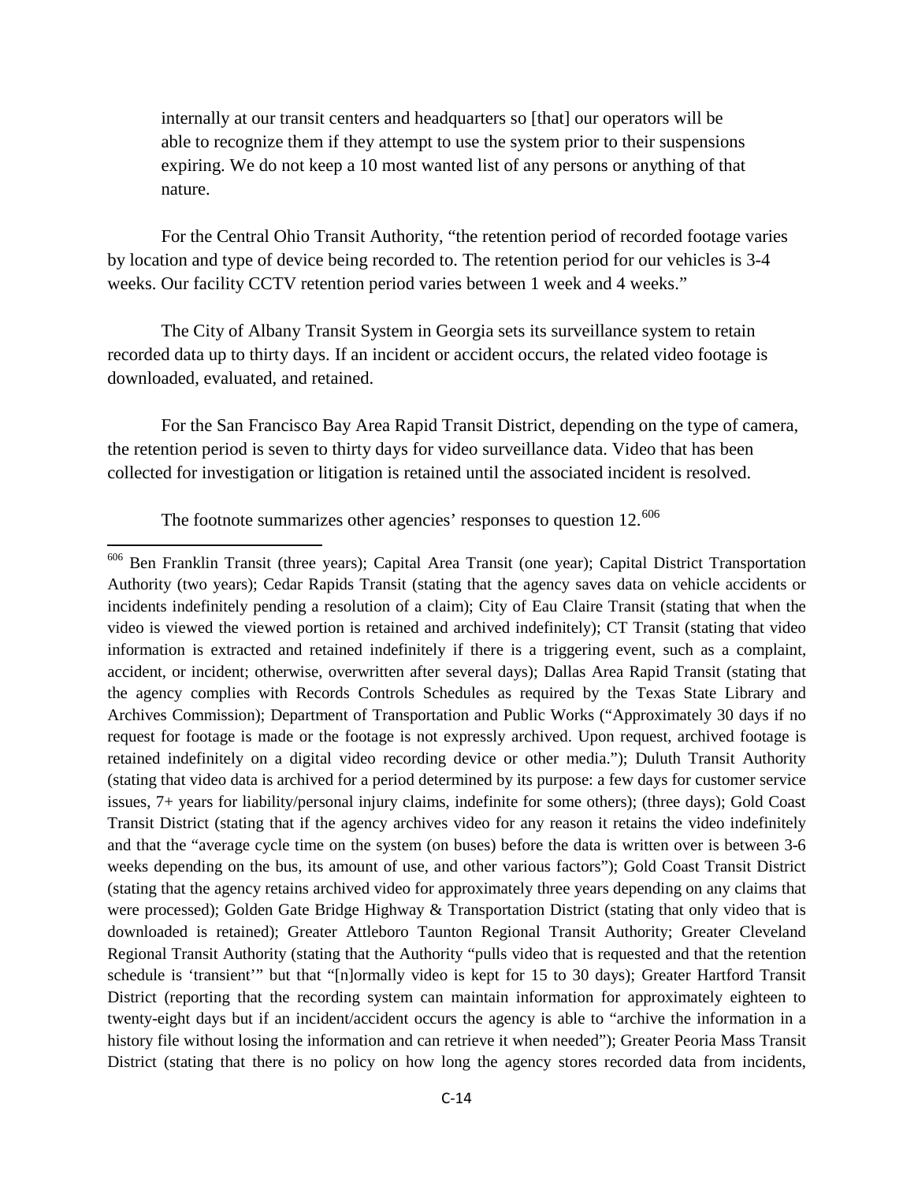internally at our transit centers and headquarters so [that] our operators will be able to recognize them if they attempt to use the system prior to their suspensions expiring. We do not keep a 10 most wanted list of any persons or anything of that nature.

For the Central Ohio Transit Authority, "the retention period of recorded footage varies by location and type of device being recorded to. The retention period for our vehicles is 3-4 weeks. Our facility CCTV retention period varies between 1 week and 4 weeks."

The City of Albany Transit System in Georgia sets its surveillance system to retain recorded data up to thirty days. If an incident or accident occurs, the related video footage is downloaded, evaluated, and retained.

For the San Francisco Bay Area Rapid Transit District, depending on the type of camera, the retention period is seven to thirty days for video surveillance data. Video that has been collected for investigation or litigation is retained until the associated incident is resolved.

The footnote summarizes other agencies' responses to question 12.[606]

---

[606] Ben Franklin Transit (three years); Capital Area Transit (one year); Capital District Transportation Authority (two years); Cedar Rapids Transit (stating that the agency saves data on vehicle accidents or incidents indefinitely pending a resolution of a claim); City of Eau Claire Transit (stating that when the video is viewed the viewed portion is retained and archived indefinitely); CT Transit (stating that video information is extracted and retained indefinitely if there is a triggering event, such as a complaint, accident, or incident; otherwise, overwritten after several days); Dallas Area Rapid Transit (stating that the agency complies with Records Controls Schedules as required by the Texas State Library and Archives Commission); Department of Transportation and Public Works ("Approximately 30 days if no request for footage is made or the footage is not expressly archived. Upon request, archived footage is retained indefinitely on a digital video recording device or other media."); Duluth Transit Authority (stating that video data is archived for a period determined by its purpose: a few days for customer service issues, 7+ years for liability/personal injury claims, indefinite for some others); (three days); Gold Coast Transit District (stating that if the agency archives video for any reason it retains the video indefinitely and that the "average cycle time on the system (on buses) before the data is written over is between 3-6 weeks depending on the bus, its amount of use, and other various factors"); Gold Coast Transit District (stating that the agency retains archived video for approximately three years depending on any claims that were processed); Golden Gate Bridge Highway & Transportation District (stating that only video that is downloaded is retained); Greater Attleboro Taunton Regional Transit Authority; Greater Cleveland Regional Transit Authority (stating that the Authority "pulls video that is requested and that the retention schedule is 'transient'" but that "[n]ormally video is kept for 15 to 30 days); Greater Hartford Transit District (reporting that the recording system can maintain information for approximately eighteen to twenty-eight days but if an incident/accident occurs the agency is able to "archive the information in a history file without losing the information and can retrieve it when needed"); Greater Peoria Mass Transit District (stating that there is no policy on how long the agency stores recorded data from incidents,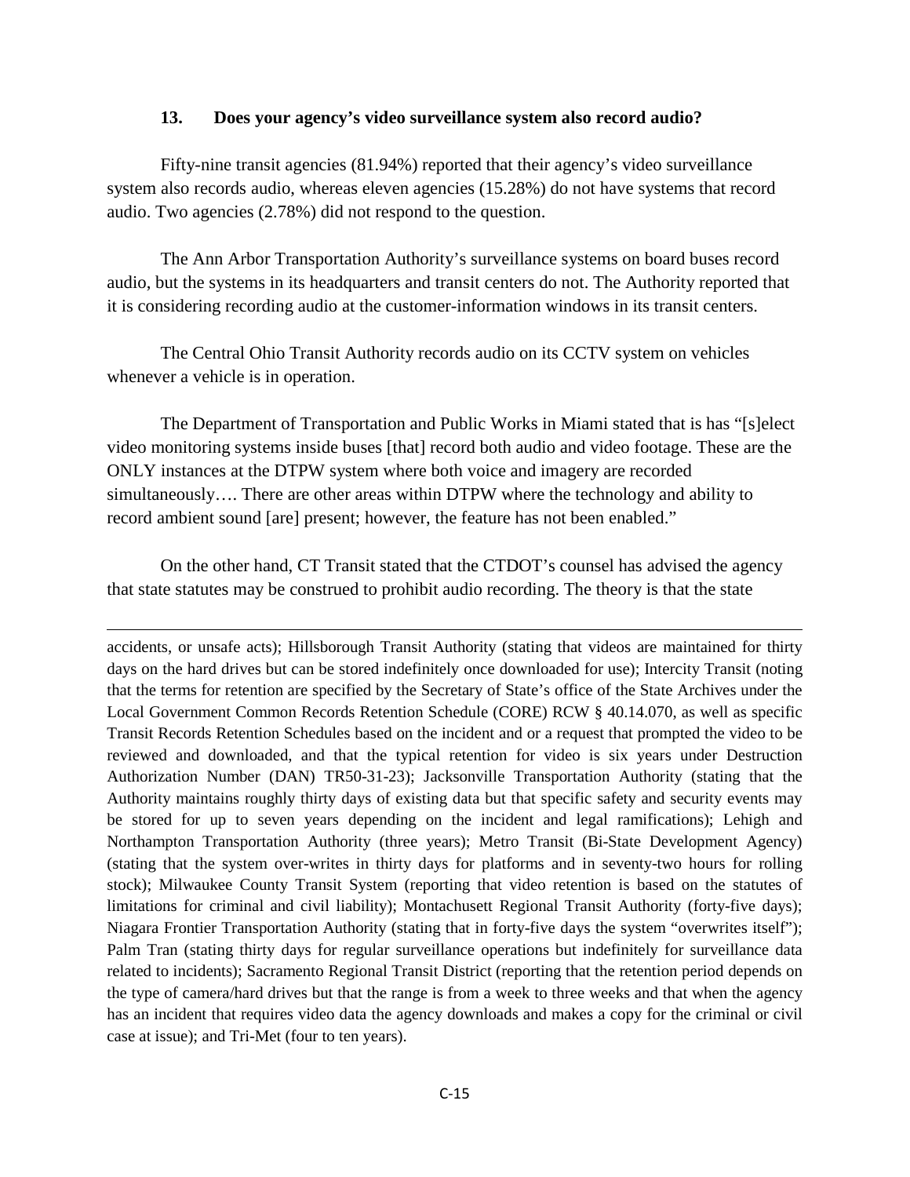### 13. Does your agency's video surveillance system also record audio?

Fifty-nine transit agencies (81.94%) reported that their agency's video surveillance system also records audio, whereas eleven agencies (15.28%) do not have systems that record audio. Two agencies (2.78%) did not respond to the question.

The Ann Arbor Transportation Authority's surveillance systems on board buses record audio, but the systems in its headquarters and transit centers do not. The Authority reported that it is considering recording audio at the customer-information windows in its transit centers.

The Central Ohio Transit Authority records audio on its CCTV system on vehicles whenever a vehicle is in operation.

The Department of Transportation and Public Works in Miami stated that is has "[s]elect video monitoring systems inside buses [that] record both audio and video footage. These are the ONLY instances at the DTPW system where both voice and imagery are recorded simultaneously…. There are other areas within DTPW where the technology and ability to record ambient sound [are] present; however, the feature has not been enabled."

On the other hand, CT Transit stated that the CTDOT's counsel has advised the agency that state statutes may be construed to prohibit audio recording. The theory is that the state

---

accidents, or unsafe acts); Hillsborough Transit Authority (stating that videos are maintained for thirty days on the hard drives but can be stored indefinitely once downloaded for use); Intercity Transit (noting that the terms for retention are specified by the Secretary of State's office of the State Archives under the Local Government Common Records Retention Schedule (CORE) RCW § 40.14.070, as well as specific Transit Records Retention Schedules based on the incident and or a request that prompted the video to be reviewed and downloaded, and that the typical retention for video is six years under Destruction Authorization Number (DAN) TR50-31-23); Jacksonville Transportation Authority (stating that the Authority maintains roughly thirty days of existing data but that specific safety and security events may be stored for up to seven years depending on the incident and legal ramifications); Lehigh and Northampton Transportation Authority (three years); Metro Transit (Bi-State Development Agency) (stating that the system over-writes in thirty days for platforms and in seventy-two hours for rolling stock); Milwaukee County Transit System (reporting that video retention is based on the statutes of limitations for criminal and civil liability); Montachusett Regional Transit Authority (forty-five days); Niagara Frontier Transportation Authority (stating that in forty-five days the system "overwrites itself"); Palm Tran (stating thirty days for regular surveillance operations but indefinitely for surveillance data related to incidents); Sacramento Regional Transit District (reporting that the retention period depends on the type of camera/hard drives but that the range is from a week to three weeks and that when the agency has an incident that requires video data the agency downloads and makes a copy for the criminal or civil case at issue); and Tri-Met (four to ten years).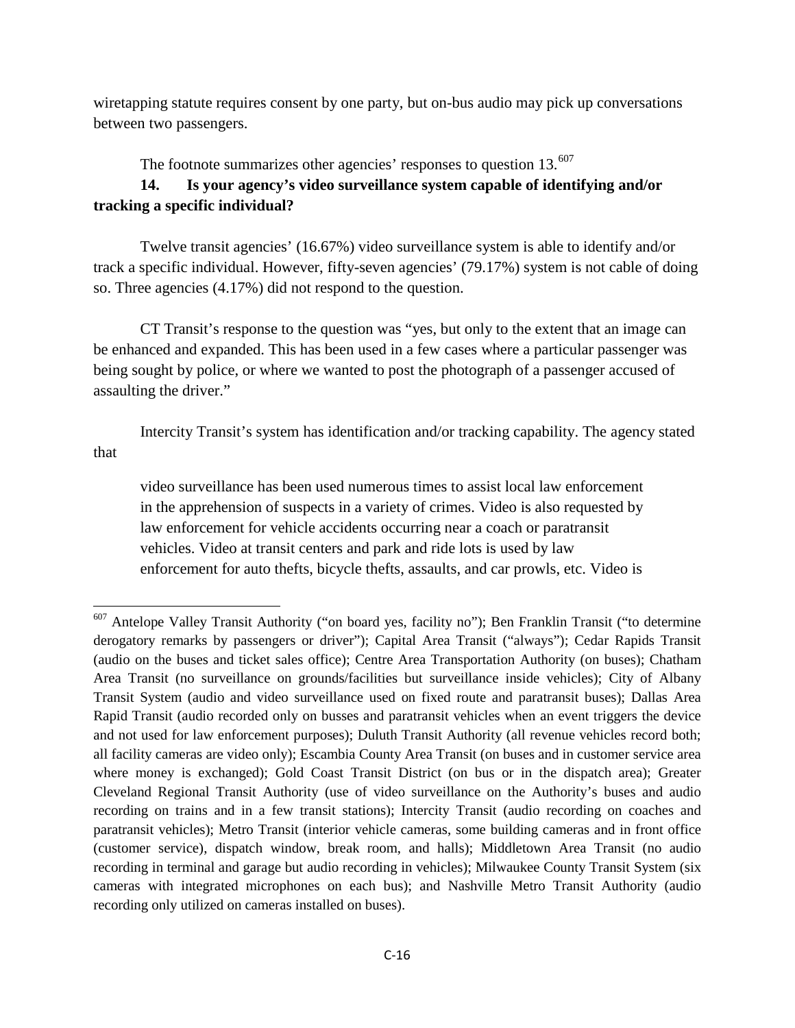wiretapping statute requires consent by one party, but on-bus audio may pick up conversations between two passengers.

The footnote summarizes other agencies' responses to question 13.[607]

**14. Is your agency's video surveillance system capable of identifying and/or tracking a specific individual?**

Twelve transit agencies' (16.67%) video surveillance system is able to identify and/or track a specific individual. However, fifty-seven agencies' (79.17%) system is not cable of doing so. Three agencies (4.17%) did not respond to the question.

CT Transit's response to the question was "yes, but only to the extent that an image can be enhanced and expanded. This has been used in a few cases where a particular passenger was being sought by police, or where we wanted to post the photograph of a passenger accused of assaulting the driver."

Intercity Transit's system has identification and/or tracking capability. The agency stated that

> video surveillance has been used numerous times to assist local law enforcement in the apprehension of suspects in a variety of crimes. Video is also requested by law enforcement for vehicle accidents occurring near a coach or paratransit vehicles. Video at transit centers and park and ride lots is used by law enforcement for auto thefts, bicycle thefts, assaults, and car prowls, etc. Video is

---

[607] Antelope Valley Transit Authority ("on board yes, facility no"); Ben Franklin Transit ("to determine derogatory remarks by passengers or driver"); Capital Area Transit ("always"); Cedar Rapids Transit (audio on the buses and ticket sales office); Centre Area Transportation Authority (on buses); Chatham Area Transit (no surveillance on grounds/facilities but surveillance inside vehicles); City of Albany Transit System (audio and video surveillance used on fixed route and paratransit buses); Dallas Area Rapid Transit (audio recorded only on busses and paratransit vehicles when an event triggers the device and not used for law enforcement purposes); Duluth Transit Authority (all revenue vehicles record both; all facility cameras are video only); Escambia County Area Transit (on buses and in customer service area where money is exchanged); Gold Coast Transit District (on bus or in the dispatch area); Greater Cleveland Regional Transit Authority (use of video surveillance on the Authority's buses and audio recording on trains and in a few transit stations); Intercity Transit (audio recording on coaches and paratransit vehicles); Metro Transit (interior vehicle cameras, some building cameras and in front office (customer service), dispatch window, break room, and halls); Middletown Area Transit (no audio recording in terminal and garage but audio recording in vehicles); Milwaukee County Transit System (six cameras with integrated microphones on each bus); and Nashville Metro Transit Authority (audio recording only utilized on cameras installed on buses).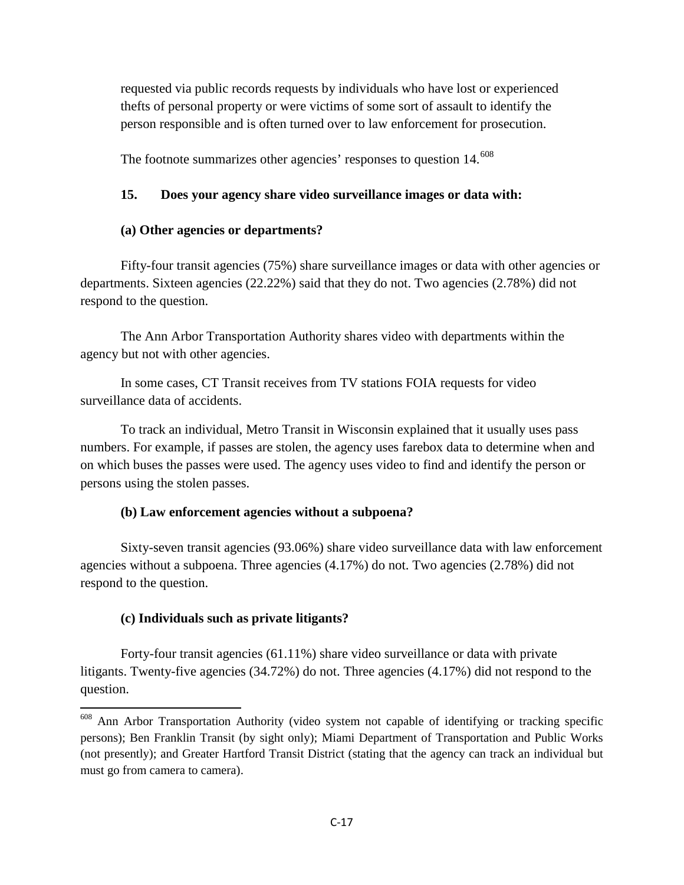requested via public records requests by individuals who have lost or experienced thefts of personal property or were victims of some sort of assault to identify the person responsible and is often turned over to law enforcement for prosecution.

The footnote summarizes other agencies' responses to question 14.[608]

**15. Does your agency share video surveillance images or data with:**

**(a) Other agencies or departments?**

Fifty-four transit agencies (75%) share surveillance images or data with other agencies or departments. Sixteen agencies (22.22%) said that they do not. Two agencies (2.78%) did not respond to the question.

The Ann Arbor Transportation Authority shares video with departments within the agency but not with other agencies.

In some cases, CT Transit receives from TV stations FOIA requests for video surveillance data of accidents.

To track an individual, Metro Transit in Wisconsin explained that it usually uses pass numbers. For example, if passes are stolen, the agency uses farebox data to determine when and on which buses the passes were used. The agency uses video to find and identify the person or persons using the stolen passes.

**(b) Law enforcement agencies without a subpoena?**

Sixty-seven transit agencies (93.06%) share video surveillance data with law enforcement agencies without a subpoena. Three agencies (4.17%) do not. Two agencies (2.78%) did not respond to the question.

**(c) Individuals such as private litigants?**

Forty-four transit agencies (61.11%) share video surveillance or data with private litigants. Twenty-five agencies (34.72%) do not. Three agencies (4.17%) did not respond to the question.

---

[608] Ann Arbor Transportation Authority (video system not capable of identifying or tracking specific persons); Ben Franklin Transit (by sight only); Miami Department of Transportation and Public Works (not presently); and Greater Hartford Transit District (stating that the agency can track an individual but must go from camera to camera).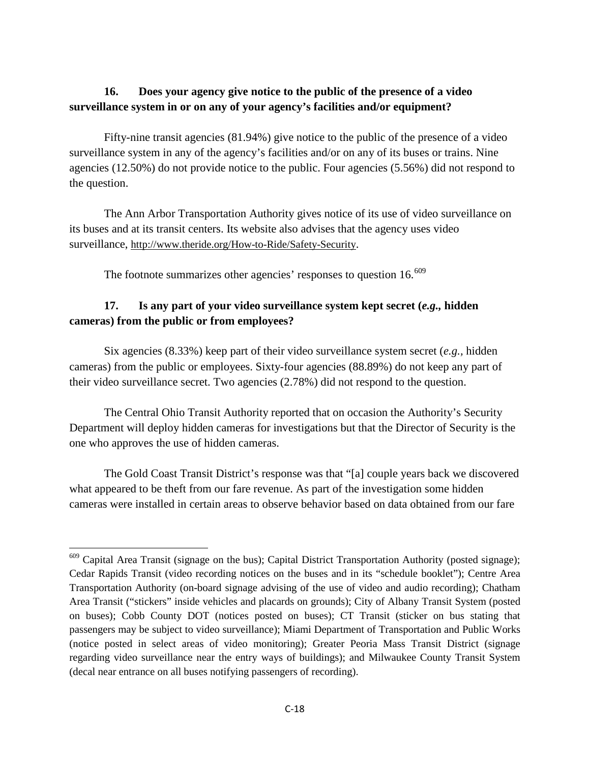**16. Does your agency give notice to the public of the presence of a video surveillance system in or on any of your agency's facilities and/or equipment?**

Fifty-nine transit agencies (81.94%) give notice to the public of the presence of a video surveillance system in any of the agency's facilities and/or on any of its buses or trains. Nine agencies (12.50%) do not provide notice to the public. Four agencies (5.56%) did not respond to the question.

The Ann Arbor Transportation Authority gives notice of its use of video surveillance on its buses and at its transit centers. Its website also advises that the agency uses video surveillance, http://www.theride.org/How-to-Ride/Safety-Security.

The footnote summarizes other agencies' responses to question 16.[609]

**17. Is any part of your video surveillance system kept secret (*e.g.*, hidden cameras) from the public or from employees?**

Six agencies (8.33%) keep part of their video surveillance system secret (*e.g.*, hidden cameras) from the public or employees. Sixty-four agencies (88.89%) do not keep any part of their video surveillance secret. Two agencies (2.78%) did not respond to the question.

The Central Ohio Transit Authority reported that on occasion the Authority's Security Department will deploy hidden cameras for investigations but that the Director of Security is the one who approves the use of hidden cameras.

The Gold Coast Transit District's response was that "[a] couple years back we discovered what appeared to be theft from our fare revenue. As part of the investigation some hidden cameras were installed in certain areas to observe behavior based on data obtained from our fare

---

[609] Capital Area Transit (signage on the bus); Capital District Transportation Authority (posted signage); Cedar Rapids Transit (video recording notices on the buses and in its "schedule booklet"); Centre Area Transportation Authority (on-board signage advising of the use of video and audio recording); Chatham Area Transit ("stickers" inside vehicles and placards on grounds); City of Albany Transit System (posted on buses); Cobb County DOT (notices posted on buses); CT Transit (sticker on bus stating that passengers may be subject to video surveillance); Miami Department of Transportation and Public Works (notice posted in select areas of video monitoring); Greater Peoria Mass Transit District (signage regarding video surveillance near the entry ways of buildings); and Milwaukee County Transit System (decal near entrance on all buses notifying passengers of recording).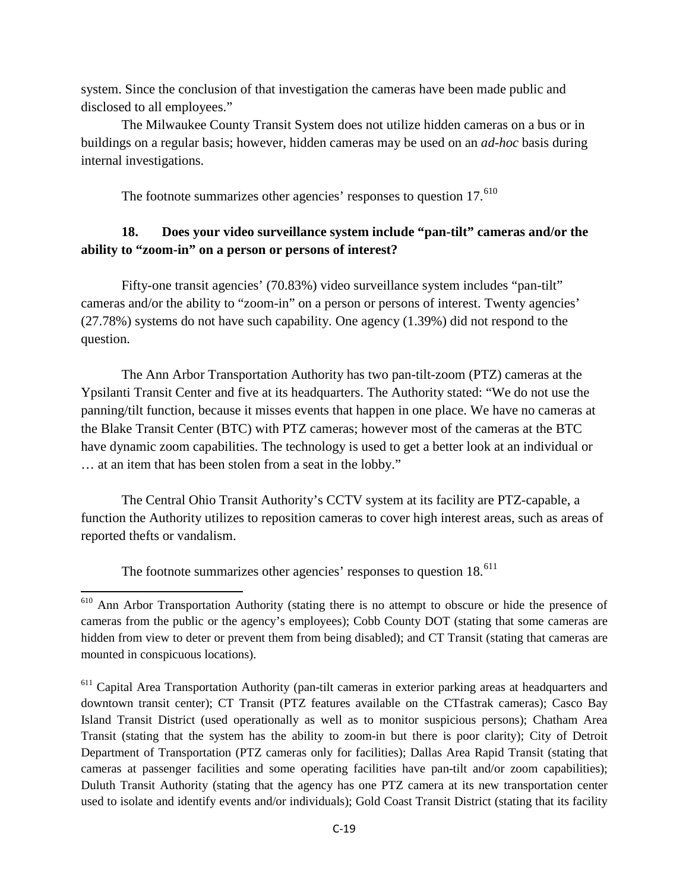system. Since the conclusion of that investigation the cameras have been made public and disclosed to all employees."

The Milwaukee County Transit System does not utilize hidden cameras on a bus or in buildings on a regular basis; however, hidden cameras may be used on an *ad-hoc* basis during internal investigations.

The footnote summarizes other agencies' responses to question 17.[610]

**18. Does your video surveillance system include "pan-tilt" cameras and/or the ability to "zoom-in" on a person or persons of interest?**

Fifty-one transit agencies' (70.83%) video surveillance system includes "pan-tilt" cameras and/or the ability to "zoom-in" on a person or persons of interest. Twenty agencies' (27.78%) systems do not have such capability. One agency (1.39%) did not respond to the question.

The Ann Arbor Transportation Authority has two pan-tilt-zoom (PTZ) cameras at the Ypsilanti Transit Center and five at its headquarters. The Authority stated: "We do not use the panning/tilt function, because it misses events that happen in one place. We have no cameras at the Blake Transit Center (BTC) with PTZ cameras; however most of the cameras at the BTC have dynamic zoom capabilities. The technology is used to get a better look at an individual or … at an item that has been stolen from a seat in the lobby."

The Central Ohio Transit Authority's CCTV system at its facility are PTZ-capable, a function the Authority utilizes to reposition cameras to cover high interest areas, such as areas of reported thefts or vandalism.

The footnote summarizes other agencies' responses to question 18.[611]

---

[610] Ann Arbor Transportation Authority (stating there is no attempt to obscure or hide the presence of cameras from the public or the agency's employees); Cobb County DOT (stating that some cameras are hidden from view to deter or prevent them from being disabled); and CT Transit (stating that cameras are mounted in conspicuous locations).

[611] Capital Area Transportation Authority (pan-tilt cameras in exterior parking areas at headquarters and downtown transit center); CT Transit (PTZ features available on the CTfastrak cameras); Casco Bay Island Transit District (used operationally as well as to monitor suspicious persons); Chatham Area Transit (stating that the system has the ability to zoom-in but there is poor clarity); City of Detroit Department of Transportation (PTZ cameras only for facilities); Dallas Area Rapid Transit (stating that cameras at passenger facilities and some operating facilities have pan-tilt and/or zoom capabilities); Duluth Transit Authority (stating that the agency has one PTZ camera at its new transportation center used to isolate and identify events and/or individuals); Gold Coast Transit District (stating that its facility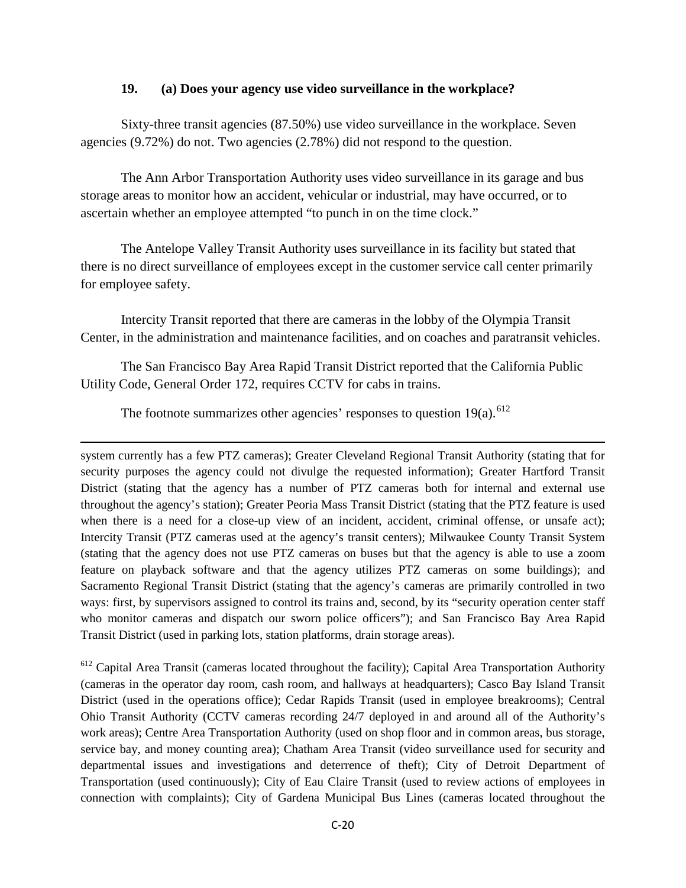**19. (a) Does your agency use video surveillance in the workplace?**

Sixty-three transit agencies (87.50%) use video surveillance in the workplace. Seven agencies (9.72%) do not. Two agencies (2.78%) did not respond to the question.

The Ann Arbor Transportation Authority uses video surveillance in its garage and bus storage areas to monitor how an accident, vehicular or industrial, may have occurred, or to ascertain whether an employee attempted "to punch in on the time clock."

The Antelope Valley Transit Authority uses surveillance in its facility but stated that there is no direct surveillance of employees except in the customer service call center primarily for employee safety.

Intercity Transit reported that there are cameras in the lobby of the Olympia Transit Center, in the administration and maintenance facilities, and on coaches and paratransit vehicles.

The San Francisco Bay Area Rapid Transit District reported that the California Public Utility Code, General Order 172, requires CCTV for cabs in trains.

The footnote summarizes other agencies' responses to question 19(a).[612]

---

system currently has a few PTZ cameras); Greater Cleveland Regional Transit Authority (stating that for security purposes the agency could not divulge the requested information); Greater Hartford Transit District (stating that the agency has a number of PTZ cameras both for internal and external use throughout the agency's station); Greater Peoria Mass Transit District (stating that the PTZ feature is used when there is a need for a close-up view of an incident, accident, criminal offense, or unsafe act); Intercity Transit (PTZ cameras used at the agency's transit centers); Milwaukee County Transit System (stating that the agency does not use PTZ cameras on buses but that the agency is able to use a zoom feature on playback software and that the agency utilizes PTZ cameras on some buildings); and Sacramento Regional Transit District (stating that the agency's cameras are primarily controlled in two ways: first, by supervisors assigned to control its trains and, second, by its "security operation center staff who monitor cameras and dispatch our sworn police officers"); and San Francisco Bay Area Rapid Transit District (used in parking lots, station platforms, drain storage areas).

[612] Capital Area Transit (cameras located throughout the facility); Capital Area Transportation Authority (cameras in the operator day room, cash room, and hallways at headquarters); Casco Bay Island Transit District (used in the operations office); Cedar Rapids Transit (used in employee breakrooms); Central Ohio Transit Authority (CCTV cameras recording 24/7 deployed in and around all of the Authority's work areas); Centre Area Transportation Authority (used on shop floor and in common areas, bus storage, service bay, and money counting area); Chatham Area Transit (video surveillance used for security and departmental issues and investigations and deterrence of theft); City of Detroit Department of Transportation (used continuously); City of Eau Claire Transit (used to review actions of employees in connection with complaints); City of Gardena Municipal Bus Lines (cameras located throughout the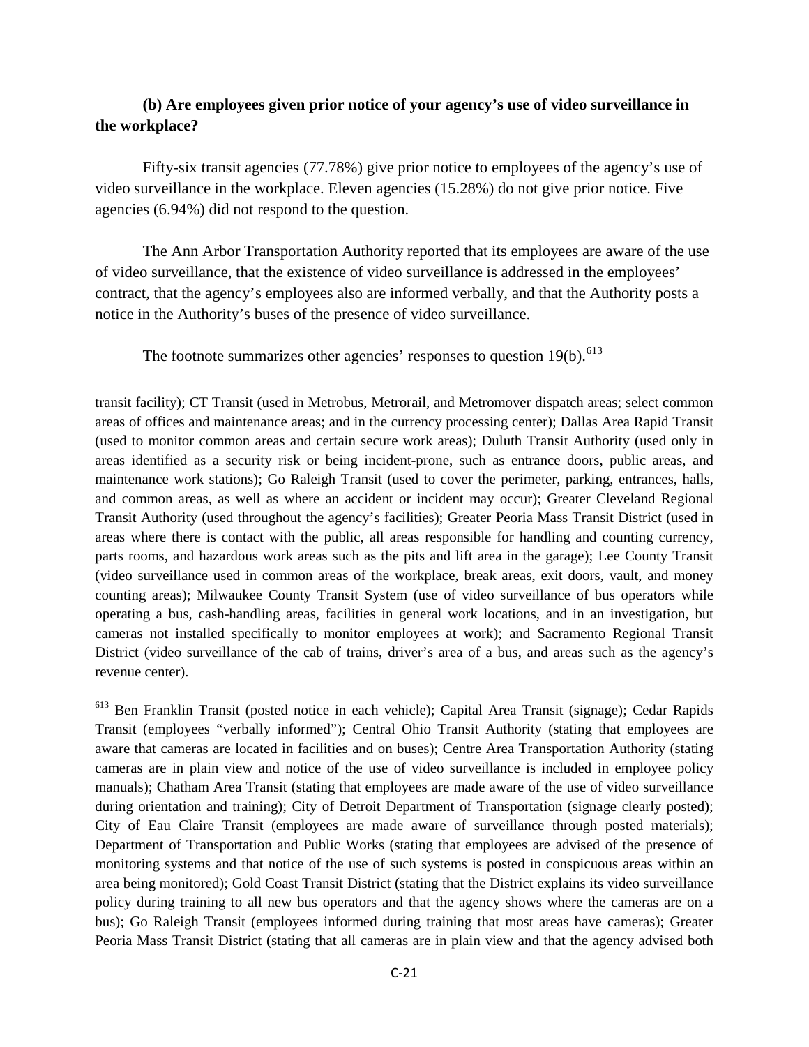**(b) Are employees given prior notice of your agency's use of video surveillance in the workplace?**

Fifty-six transit agencies (77.78%) give prior notice to employees of the agency's use of video surveillance in the workplace. Eleven agencies (15.28%) do not give prior notice. Five agencies (6.94%) did not respond to the question.

The Ann Arbor Transportation Authority reported that its employees are aware of the use of video surveillance, that the existence of video surveillance is addressed in the employees' contract, that the agency's employees also are informed verbally, and that the Authority posts a notice in the Authority's buses of the presence of video surveillance.

The footnote summarizes other agencies' responses to question 19(b).[613]

---

transit facility); CT Transit (used in Metrobus, Metrorail, and Metromover dispatch areas; select common areas of offices and maintenance areas; and in the currency processing center); Dallas Area Rapid Transit (used to monitor common areas and certain secure work areas); Duluth Transit Authority (used only in areas identified as a security risk or being incident-prone, such as entrance doors, public areas, and maintenance work stations); Go Raleigh Transit (used to cover the perimeter, parking, entrances, halls, and common areas, as well as where an accident or incident may occur); Greater Cleveland Regional Transit Authority (used throughout the agency's facilities); Greater Peoria Mass Transit District (used in areas where there is contact with the public, all areas responsible for handling and counting currency, parts rooms, and hazardous work areas such as the pits and lift area in the garage); Lee County Transit (video surveillance used in common areas of the workplace, break areas, exit doors, vault, and money counting areas); Milwaukee County Transit System (use of video surveillance of bus operators while operating a bus, cash-handling areas, facilities in general work locations, and in an investigation, but cameras not installed specifically to monitor employees at work); and Sacramento Regional Transit District (video surveillance of the cab of trains, driver's area of a bus, and areas such as the agency's revenue center).

[613] Ben Franklin Transit (posted notice in each vehicle); Capital Area Transit (signage); Cedar Rapids Transit (employees "verbally informed"); Central Ohio Transit Authority (stating that employees are aware that cameras are located in facilities and on buses); Centre Area Transportation Authority (stating cameras are in plain view and notice of the use of video surveillance is included in employee policy manuals); Chatham Area Transit (stating that employees are made aware of the use of video surveillance during orientation and training); City of Detroit Department of Transportation (signage clearly posted); City of Eau Claire Transit (employees are made aware of surveillance through posted materials); Department of Transportation and Public Works (stating that employees are advised of the presence of monitoring systems and that notice of the use of such systems is posted in conspicuous areas within an area being monitored); Gold Coast Transit District (stating that the District explains its video surveillance policy during training to all new bus operators and that the agency shows where the cameras are on a bus); Go Raleigh Transit (employees informed during training that most areas have cameras); Greater Peoria Mass Transit District (stating that all cameras are in plain view and that the agency advised both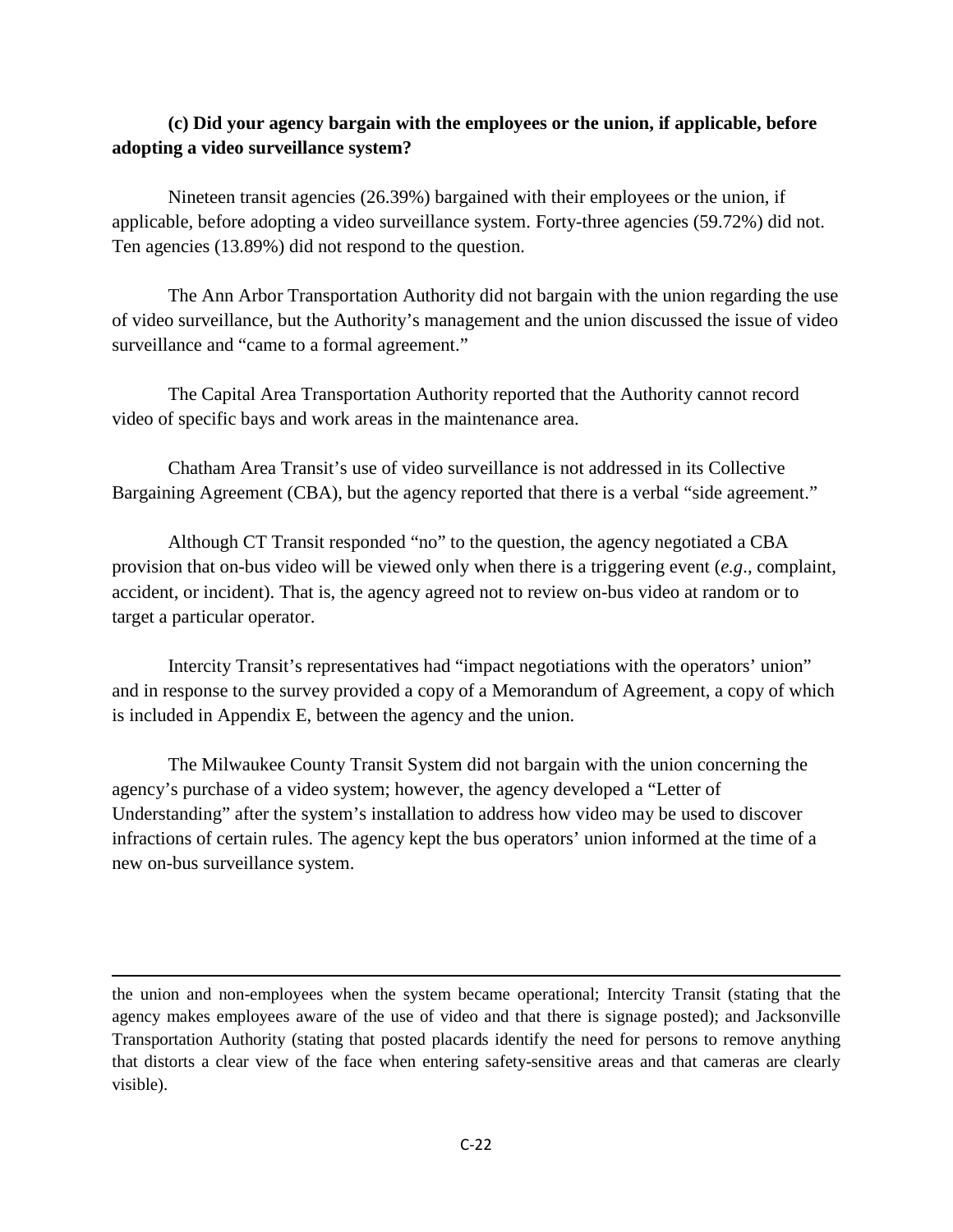**(c) Did your agency bargain with the employees or the union, if applicable, before adopting a video surveillance system?**

Nineteen transit agencies (26.39%) bargained with their employees or the union, if applicable, before adopting a video surveillance system. Forty-three agencies (59.72%) did not. Ten agencies (13.89%) did not respond to the question.

The Ann Arbor Transportation Authority did not bargain with the union regarding the use of video surveillance, but the Authority's management and the union discussed the issue of video surveillance and "came to a formal agreement."

The Capital Area Transportation Authority reported that the Authority cannot record video of specific bays and work areas in the maintenance area.

Chatham Area Transit's use of video surveillance is not addressed in its Collective Bargaining Agreement (CBA), but the agency reported that there is a verbal "side agreement."

Although CT Transit responded "no" to the question, the agency negotiated a CBA provision that on-bus video will be viewed only when there is a triggering event (*e.g*., complaint, accident, or incident). That is, the agency agreed not to review on-bus video at random or to target a particular operator.

Intercity Transit's representatives had "impact negotiations with the operators' union" and in response to the survey provided a copy of a Memorandum of Agreement, a copy of which is included in Appendix E, between the agency and the union.

The Milwaukee County Transit System did not bargain with the union concerning the agency's purchase of a video system; however, the agency developed a "Letter of Understanding" after the system's installation to address how video may be used to discover infractions of certain rules. The agency kept the bus operators' union informed at the time of a new on-bus surveillance system.

---

the union and non-employees when the system became operational; Intercity Transit (stating that the agency makes employees aware of the use of video and that there is signage posted); and Jacksonville Transportation Authority (stating that posted placards identify the need for persons to remove anything that distorts a clear view of the face when entering safety-sensitive areas and that cameras are clearly visible).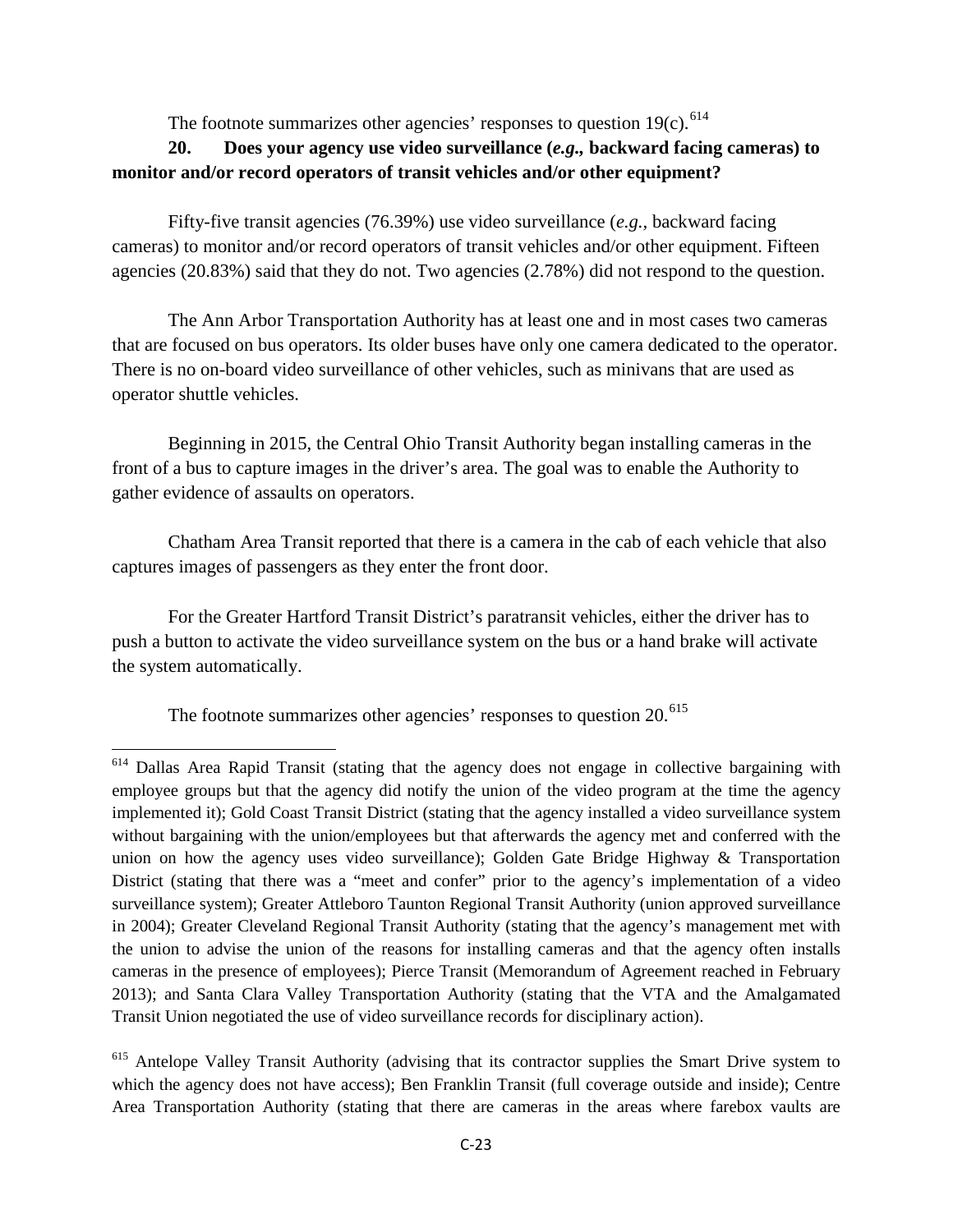The footnote summarizes other agencies' responses to question 19(c).[614]

**20. Does your agency use video surveillance (*e.g.,* backward facing cameras) to monitor and/or record operators of transit vehicles and/or other equipment?**

Fifty-five transit agencies (76.39%) use video surveillance (*e.g.*, backward facing cameras) to monitor and/or record operators of transit vehicles and/or other equipment. Fifteen agencies (20.83%) said that they do not. Two agencies (2.78%) did not respond to the question.

The Ann Arbor Transportation Authority has at least one and in most cases two cameras that are focused on bus operators. Its older buses have only one camera dedicated to the operator. There is no on-board video surveillance of other vehicles, such as minivans that are used as operator shuttle vehicles.

Beginning in 2015, the Central Ohio Transit Authority began installing cameras in the front of a bus to capture images in the driver's area. The goal was to enable the Authority to gather evidence of assaults on operators.

Chatham Area Transit reported that there is a camera in the cab of each vehicle that also captures images of passengers as they enter the front door.

For the Greater Hartford Transit District's paratransit vehicles, either the driver has to push a button to activate the video surveillance system on the bus or a hand brake will activate the system automatically.

The footnote summarizes other agencies' responses to question 20.[615]

---

[614] Dallas Area Rapid Transit (stating that the agency does not engage in collective bargaining with employee groups but that the agency did notify the union of the video program at the time the agency implemented it); Gold Coast Transit District (stating that the agency installed a video surveillance system without bargaining with the union/employees but that afterwards the agency met and conferred with the union on how the agency uses video surveillance); Golden Gate Bridge Highway & Transportation District (stating that there was a "meet and confer" prior to the agency's implementation of a video surveillance system); Greater Attleboro Taunton Regional Transit Authority (union approved surveillance in 2004); Greater Cleveland Regional Transit Authority (stating that the agency's management met with the union to advise the union of the reasons for installing cameras and that the agency often installs cameras in the presence of employees); Pierce Transit (Memorandum of Agreement reached in February 2013); and Santa Clara Valley Transportation Authority (stating that the VTA and the Amalgamated Transit Union negotiated the use of video surveillance records for disciplinary action).

[615] Antelope Valley Transit Authority (advising that its contractor supplies the Smart Drive system to which the agency does not have access); Ben Franklin Transit (full coverage outside and inside); Centre Area Transportation Authority (stating that there are cameras in the areas where farebox vaults are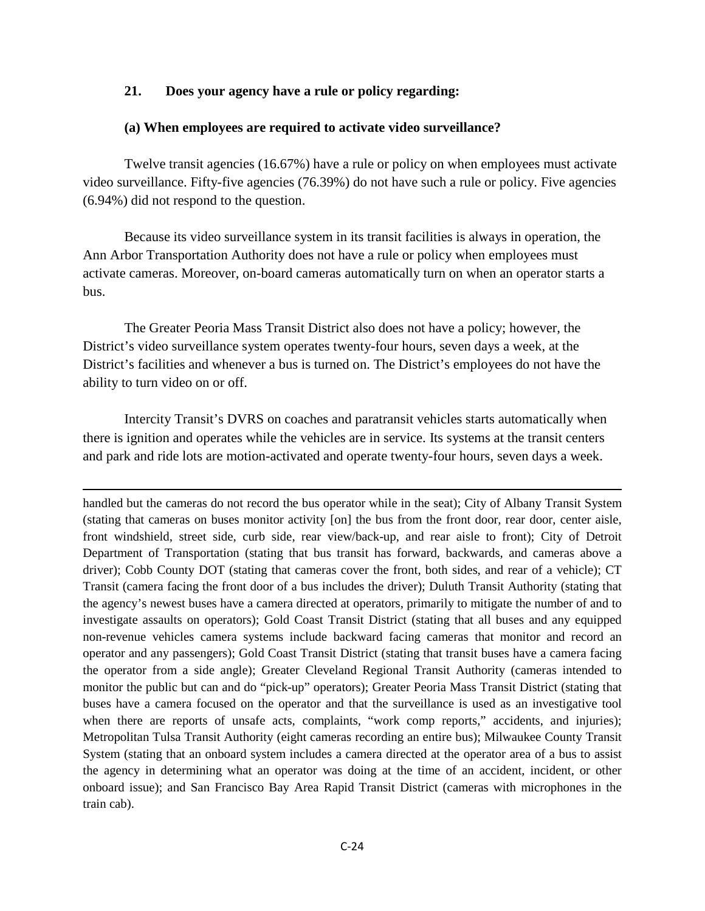**21. Does your agency have a rule or policy regarding:**

**(a) When employees are required to activate video surveillance?**

Twelve transit agencies (16.67%) have a rule or policy on when employees must activate video surveillance. Fifty-five agencies (76.39%) do not have such a rule or policy. Five agencies (6.94%) did not respond to the question.

Because its video surveillance system in its transit facilities is always in operation, the Ann Arbor Transportation Authority does not have a rule or policy when employees must activate cameras. Moreover, on-board cameras automatically turn on when an operator starts a bus.

The Greater Peoria Mass Transit District also does not have a policy; however, the District's video surveillance system operates twenty-four hours, seven days a week, at the District's facilities and whenever a bus is turned on. The District's employees do not have the ability to turn video on or off.

Intercity Transit's DVRS on coaches and paratransit vehicles starts automatically when there is ignition and operates while the vehicles are in service. Its systems at the transit centers and park and ride lots are motion-activated and operate twenty-four hours, seven days a week.

---

handled but the cameras do not record the bus operator while in the seat); City of Albany Transit System (stating that cameras on buses monitor activity [on] the bus from the front door, rear door, center aisle, front windshield, street side, curb side, rear view/back-up, and rear aisle to front); City of Detroit Department of Transportation (stating that bus transit has forward, backwards, and cameras above a driver); Cobb County DOT (stating that cameras cover the front, both sides, and rear of a vehicle); CT Transit (camera facing the front door of a bus includes the driver); Duluth Transit Authority (stating that the agency's newest buses have a camera directed at operators, primarily to mitigate the number of and to investigate assaults on operators); Gold Coast Transit District (stating that all buses and any equipped non-revenue vehicles camera systems include backward facing cameras that monitor and record an operator and any passengers); Gold Coast Transit District (stating that transit buses have a camera facing the operator from a side angle); Greater Cleveland Regional Transit Authority (cameras intended to monitor the public but can and do "pick-up" operators); Greater Peoria Mass Transit District (stating that buses have a camera focused on the operator and that the surveillance is used as an investigative tool when there are reports of unsafe acts, complaints, "work comp reports," accidents, and injuries); Metropolitan Tulsa Transit Authority (eight cameras recording an entire bus); Milwaukee County Transit System (stating that an onboard system includes a camera directed at the operator area of a bus to assist the agency in determining what an operator was doing at the time of an accident, incident, or other onboard issue); and San Francisco Bay Area Rapid Transit District (cameras with microphones in the train cab).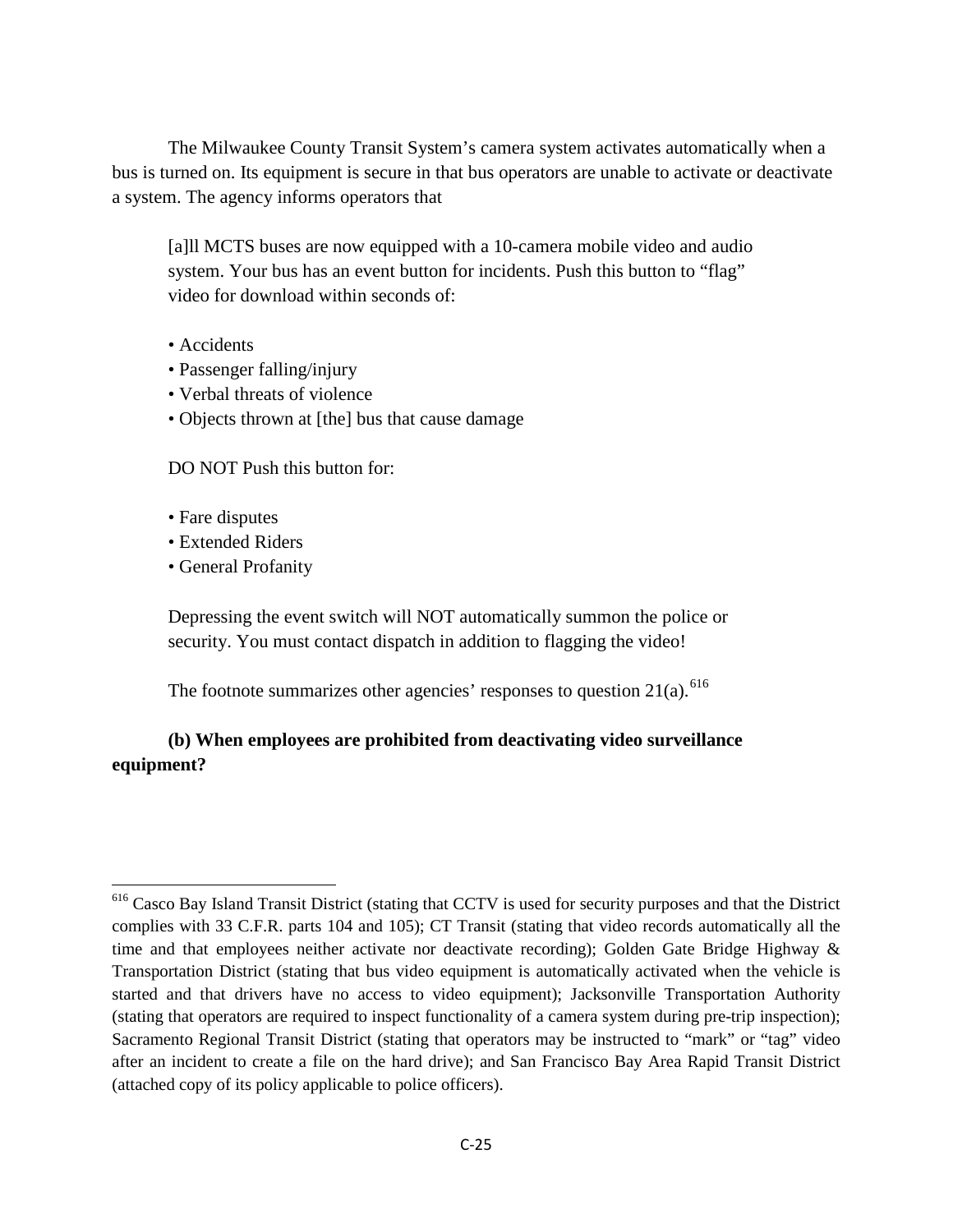The Milwaukee County Transit System's camera system activates automatically when a bus is turned on. Its equipment is secure in that bus operators are unable to activate or deactivate a system. The agency informs operators that

> [a]ll MCTS buses are now equipped with a 10-camera mobile video and audio system. Your bus has an event button for incidents. Push this button to "flag" video for download within seconds of:
>
> • Accidents
> • Passenger falling/injury
> • Verbal threats of violence
> • Objects thrown at [the] bus that cause damage
>
> DO NOT Push this button for:
>
> • Fare disputes
> • Extended Riders
> • General Profanity
>
> Depressing the event switch will NOT automatically summon the police or security. You must contact dispatch in addition to flagging the video!

The footnote summarizes other agencies' responses to question 21(a).[616]

**(b) When employees are prohibited from deactivating video surveillance equipment?**

---

[616] Casco Bay Island Transit District (stating that CCTV is used for security purposes and that the District complies with 33 C.F.R. parts 104 and 105); CT Transit (stating that video records automatically all the time and that employees neither activate nor deactivate recording); Golden Gate Bridge Highway & Transportation District (stating that bus video equipment is automatically activated when the vehicle is started and that drivers have no access to video equipment); Jacksonville Transportation Authority (stating that operators are required to inspect functionality of a camera system during pre-trip inspection); Sacramento Regional Transit District (stating that operators may be instructed to "mark" or "tag" video after an incident to create a file on the hard drive); and San Francisco Bay Area Rapid Transit District (attached copy of its policy applicable to police officers).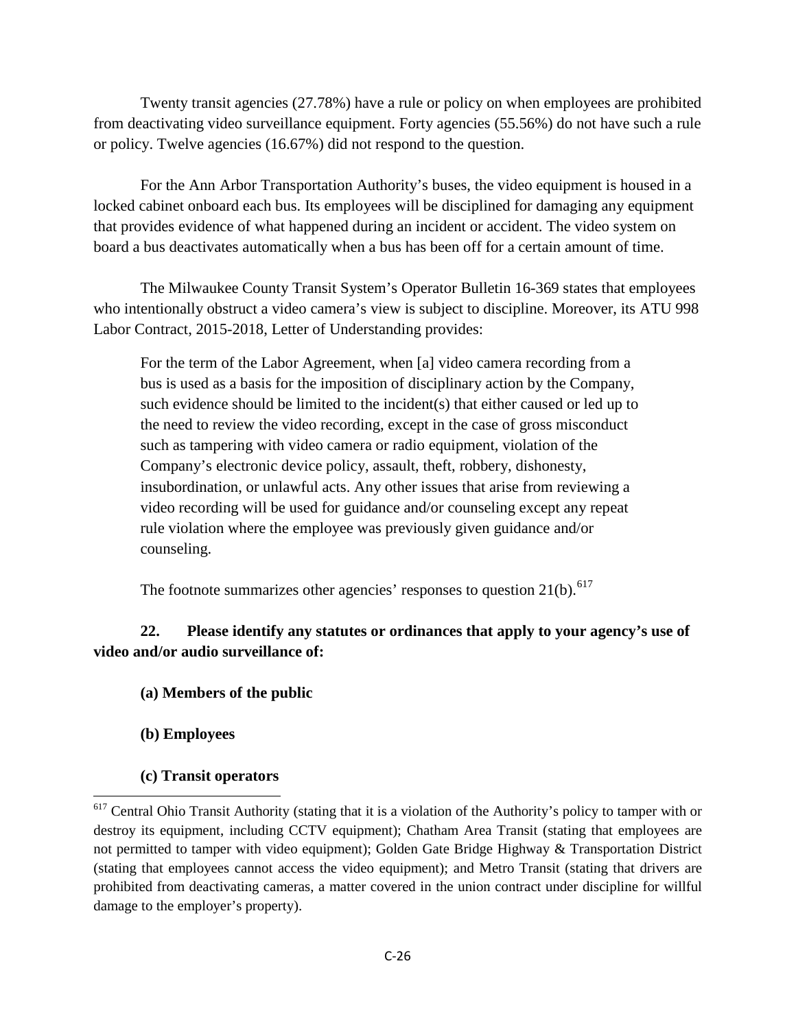Twenty transit agencies (27.78%) have a rule or policy on when employees are prohibited from deactivating video surveillance equipment. Forty agencies (55.56%) do not have such a rule or policy. Twelve agencies (16.67%) did not respond to the question.

For the Ann Arbor Transportation Authority's buses, the video equipment is housed in a locked cabinet onboard each bus. Its employees will be disciplined for damaging any equipment that provides evidence of what happened during an incident or accident. The video system on board a bus deactivates automatically when a bus has been off for a certain amount of time.

The Milwaukee County Transit System's Operator Bulletin 16-369 states that employees who intentionally obstruct a video camera's view is subject to discipline. Moreover, its ATU 998 Labor Contract, 2015-2018, Letter of Understanding provides:

> For the term of the Labor Agreement, when [a] video camera recording from a bus is used as a basis for the imposition of disciplinary action by the Company, such evidence should be limited to the incident(s) that either caused or led up to the need to review the video recording, except in the case of gross misconduct such as tampering with video camera or radio equipment, violation of the Company's electronic device policy, assault, theft, robbery, dishonesty, insubordination, or unlawful acts. Any other issues that arise from reviewing a video recording will be used for guidance and/or counseling except any repeat rule violation where the employee was previously given guidance and/or counseling.

The footnote summarizes other agencies' responses to question 21(b).[617]

**22. Please identify any statutes or ordinances that apply to your agency's use of video and/or audio surveillance of:**

**(a) Members of the public**

**(b) Employees**

**(c) Transit operators**

[617] Central Ohio Transit Authority (stating that it is a violation of the Authority's policy to tamper with or destroy its equipment, including CCTV equipment); Chatham Area Transit (stating that employees are not permitted to tamper with video equipment); Golden Gate Bridge Highway & Transportation District (stating that employees cannot access the video equipment); and Metro Transit (stating that drivers are prohibited from deactivating cameras, a matter covered in the union contract under discipline for willful damage to the employer's property).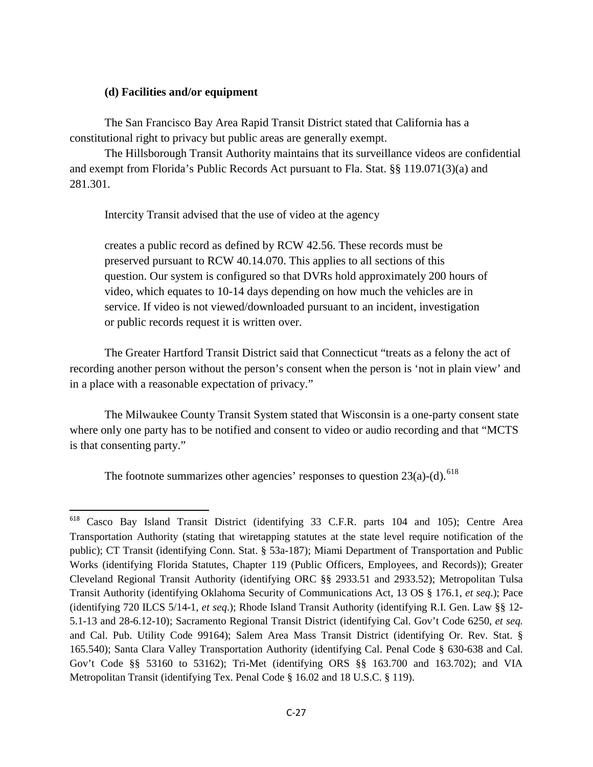**(d) Facilities and/or equipment**

The San Francisco Bay Area Rapid Transit District stated that California has a constitutional right to privacy but public areas are generally exempt.

The Hillsborough Transit Authority maintains that its surveillance videos are confidential and exempt from Florida's Public Records Act pursuant to Fla. Stat. §§ 119.071(3)(a) and 281.301.

Intercity Transit advised that the use of video at the agency

> creates a public record as defined by RCW 42.56. These records must be preserved pursuant to RCW 40.14.070. This applies to all sections of this question. Our system is configured so that DVRs hold approximately 200 hours of video, which equates to 10-14 days depending on how much the vehicles are in service. If video is not viewed/downloaded pursuant to an incident, investigation or public records request it is written over.

The Greater Hartford Transit District said that Connecticut "treats as a felony the act of recording another person without the person's consent when the person is 'not in plain view' and in a place with a reasonable expectation of privacy."

The Milwaukee County Transit System stated that Wisconsin is a one-party consent state where only one party has to be notified and consent to video or audio recording and that "MCTS is that consenting party."

The footnote summarizes other agencies' responses to question 23(a)-(d).[618]

---

[618] Casco Bay Island Transit District (identifying 33 C.F.R. parts 104 and 105); Centre Area Transportation Authority (stating that wiretapping statutes at the state level require notification of the public); CT Transit (identifying Conn. Stat. § 53a-187); Miami Department of Transportation and Public Works (identifying Florida Statutes, Chapter 119 (Public Officers, Employees, and Records)); Greater Cleveland Regional Transit Authority (identifying ORC §§ 2933.51 and 2933.52); Metropolitan Tulsa Transit Authority (identifying Oklahoma Security of Communications Act, 13 OS § 176.1, *et seq*.); Pace (identifying 720 ILCS 5/14-1, *et seq*.); Rhode Island Transit Authority (identifying R.I. Gen. Law §§ 12-5.1-13 and 28-6.12-10); Sacramento Regional Transit District (identifying Cal. Gov't Code 6250, *et seq.* and Cal. Pub. Utility Code 99164); Salem Area Mass Transit District (identifying Or. Rev. Stat. § 165.540); Santa Clara Valley Transportation Authority (identifying Cal. Penal Code § 630-638 and Cal. Gov't Code §§ 53160 to 53162); Tri-Met (identifying ORS §§ 163.700 and 163.702); and VIA Metropolitan Transit (identifying Tex. Penal Code § 16.02 and 18 U.S.C. § 119).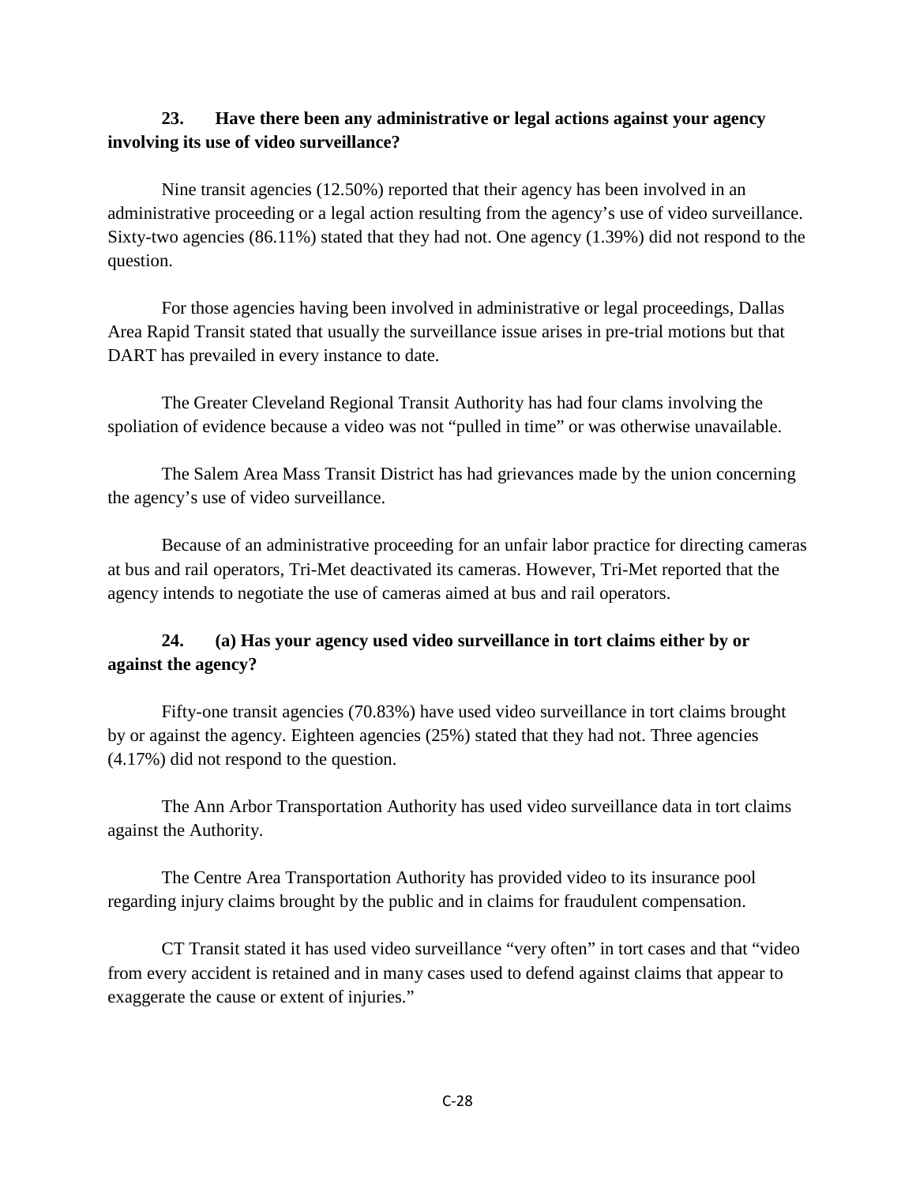**23. Have there been any administrative or legal actions against your agency involving its use of video surveillance?**

Nine transit agencies (12.50%) reported that their agency has been involved in an administrative proceeding or a legal action resulting from the agency's use of video surveillance. Sixty-two agencies (86.11%) stated that they had not. One agency (1.39%) did not respond to the question.

For those agencies having been involved in administrative or legal proceedings, Dallas Area Rapid Transit stated that usually the surveillance issue arises in pre-trial motions but that DART has prevailed in every instance to date.

The Greater Cleveland Regional Transit Authority has had four clams involving the spoliation of evidence because a video was not "pulled in time" or was otherwise unavailable.

The Salem Area Mass Transit District has had grievances made by the union concerning the agency's use of video surveillance.

Because of an administrative proceeding for an unfair labor practice for directing cameras at bus and rail operators, Tri-Met deactivated its cameras. However, Tri-Met reported that the agency intends to negotiate the use of cameras aimed at bus and rail operators.

**24. (a) Has your agency used video surveillance in tort claims either by or against the agency?**

Fifty-one transit agencies (70.83%) have used video surveillance in tort claims brought by or against the agency. Eighteen agencies (25%) stated that they had not. Three agencies (4.17%) did not respond to the question.

The Ann Arbor Transportation Authority has used video surveillance data in tort claims against the Authority.

The Centre Area Transportation Authority has provided video to its insurance pool regarding injury claims brought by the public and in claims for fraudulent compensation.

CT Transit stated it has used video surveillance "very often" in tort cases and that "video from every accident is retained and in many cases used to defend against claims that appear to exaggerate the cause or extent of injuries."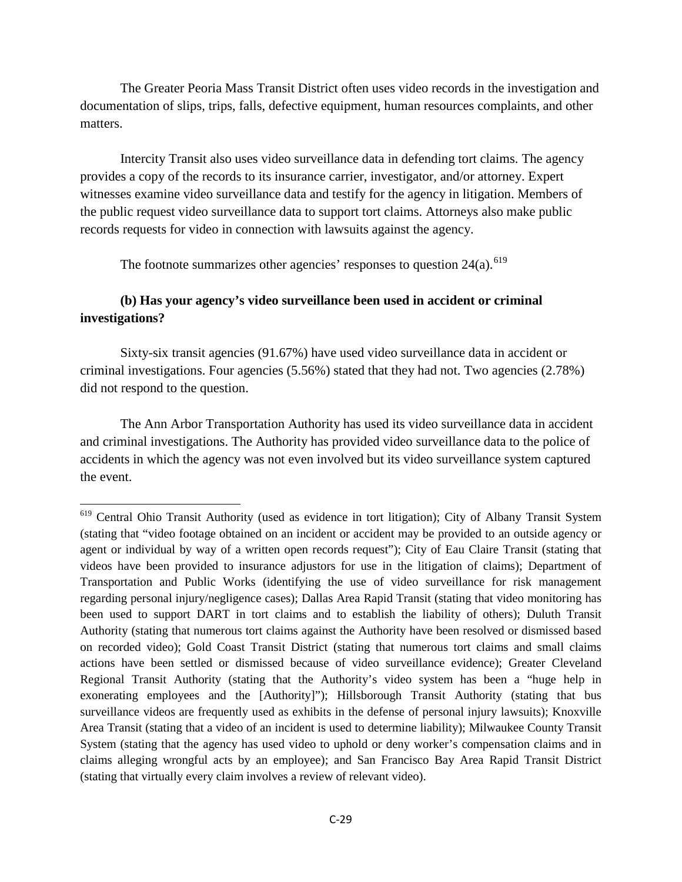The Greater Peoria Mass Transit District often uses video records in the investigation and documentation of slips, trips, falls, defective equipment, human resources complaints, and other matters.

Intercity Transit also uses video surveillance data in defending tort claims. The agency provides a copy of the records to its insurance carrier, investigator, and/or attorney. Expert witnesses examine video surveillance data and testify for the agency in litigation. Members of the public request video surveillance data to support tort claims. Attorneys also make public records requests for video in connection with lawsuits against the agency.

The footnote summarizes other agencies' responses to question 24(a).[619]

**(b) Has your agency's video surveillance been used in accident or criminal investigations?**

Sixty-six transit agencies (91.67%) have used video surveillance data in accident or criminal investigations. Four agencies (5.56%) stated that they had not. Two agencies (2.78%) did not respond to the question.

The Ann Arbor Transportation Authority has used its video surveillance data in accident and criminal investigations. The Authority has provided video surveillance data to the police of accidents in which the agency was not even involved but its video surveillance system captured the event.

---

[619] Central Ohio Transit Authority (used as evidence in tort litigation); City of Albany Transit System (stating that "video footage obtained on an incident or accident may be provided to an outside agency or agent or individual by way of a written open records request"); City of Eau Claire Transit (stating that videos have been provided to insurance adjustors for use in the litigation of claims); Department of Transportation and Public Works (identifying the use of video surveillance for risk management regarding personal injury/negligence cases); Dallas Area Rapid Transit (stating that video monitoring has been used to support DART in tort claims and to establish the liability of others); Duluth Transit Authority (stating that numerous tort claims against the Authority have been resolved or dismissed based on recorded video); Gold Coast Transit District (stating that numerous tort claims and small claims actions have been settled or dismissed because of video surveillance evidence); Greater Cleveland Regional Transit Authority (stating that the Authority's video system has been a "huge help in exonerating employees and the [Authority]"); Hillsborough Transit Authority (stating that bus surveillance videos are frequently used as exhibits in the defense of personal injury lawsuits); Knoxville Area Transit (stating that a video of an incident is used to determine liability); Milwaukee County Transit System (stating that the agency has used video to uphold or deny worker's compensation claims and in claims alleging wrongful acts by an employee); and San Francisco Bay Area Rapid Transit District (stating that virtually every claim involves a review of relevant video).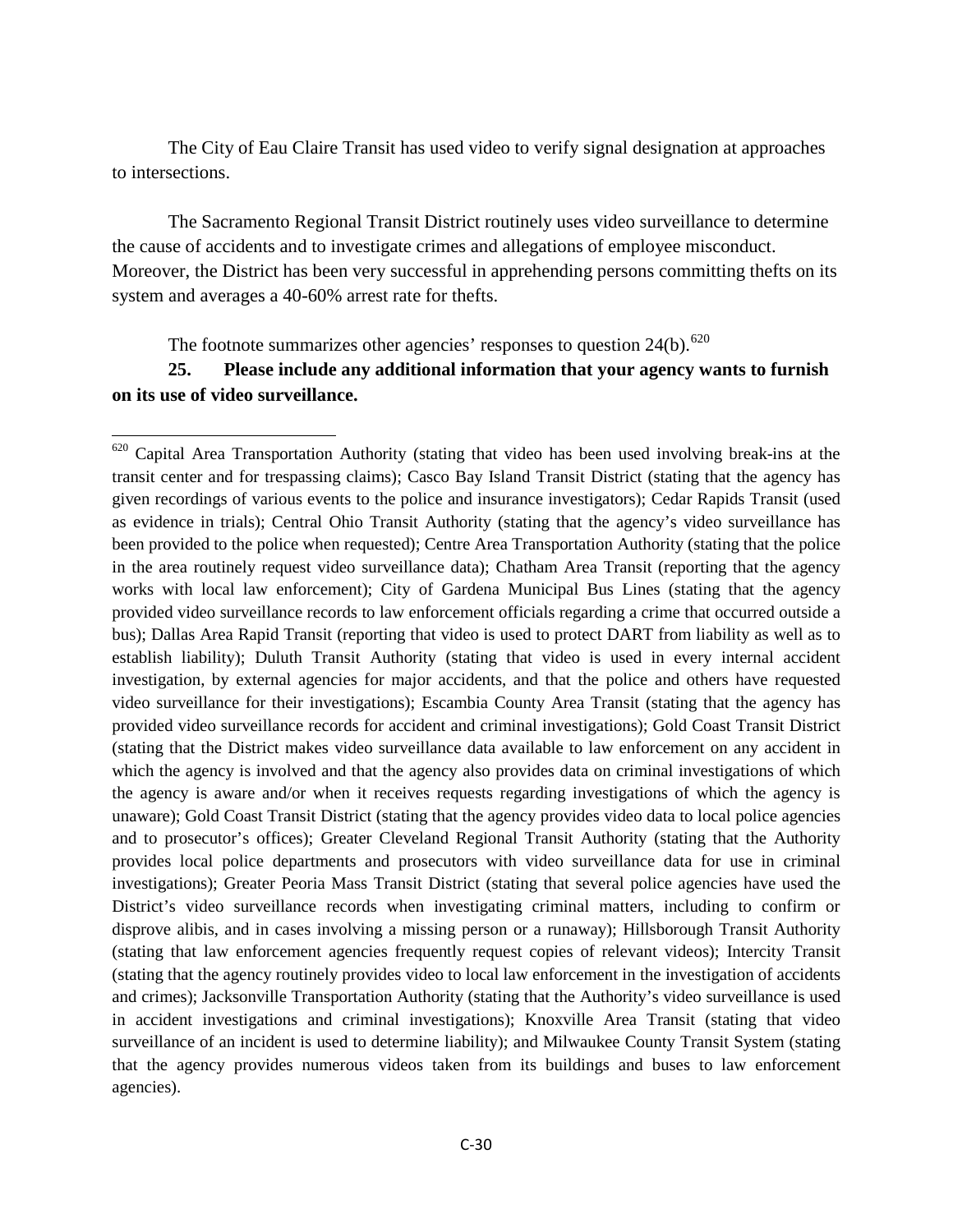The City of Eau Claire Transit has used video to verify signal designation at approaches to intersections.

The Sacramento Regional Transit District routinely uses video surveillance to determine the cause of accidents and to investigate crimes and allegations of employee misconduct. Moreover, the District has been very successful in apprehending persons committing thefts on its system and averages a 40-60% arrest rate for thefts.

The footnote summarizes other agencies' responses to question 24(b).[620]

**25. Please include any additional information that your agency wants to furnish on its use of video surveillance.**

---

[620] Capital Area Transportation Authority (stating that video has been used involving break-ins at the transit center and for trespassing claims); Casco Bay Island Transit District (stating that the agency has given recordings of various events to the police and insurance investigators); Cedar Rapids Transit (used as evidence in trials); Central Ohio Transit Authority (stating that the agency's video surveillance has been provided to the police when requested); Centre Area Transportation Authority (stating that the police in the area routinely request video surveillance data); Chatham Area Transit (reporting that the agency works with local law enforcement); City of Gardena Municipal Bus Lines (stating that the agency provided video surveillance records to law enforcement officials regarding a crime that occurred outside a bus); Dallas Area Rapid Transit (reporting that video is used to protect DART from liability as well as to establish liability); Duluth Transit Authority (stating that video is used in every internal accident investigation, by external agencies for major accidents, and that the police and others have requested video surveillance for their investigations); Escambia County Area Transit (stating that the agency has provided video surveillance records for accident and criminal investigations); Gold Coast Transit District (stating that the District makes video surveillance data available to law enforcement on any accident in which the agency is involved and that the agency also provides data on criminal investigations of which the agency is aware and/or when it receives requests regarding investigations of which the agency is unaware); Gold Coast Transit District (stating that the agency provides video data to local police agencies and to prosecutor's offices); Greater Cleveland Regional Transit Authority (stating that the Authority provides local police departments and prosecutors with video surveillance data for use in criminal investigations); Greater Peoria Mass Transit District (stating that several police agencies have used the District's video surveillance records when investigating criminal matters, including to confirm or disprove alibis, and in cases involving a missing person or a runaway); Hillsborough Transit Authority (stating that law enforcement agencies frequently request copies of relevant videos); Intercity Transit (stating that the agency routinely provides video to local law enforcement in the investigation of accidents and crimes); Jacksonville Transportation Authority (stating that the Authority's video surveillance is used in accident investigations and criminal investigations); Knoxville Area Transit (stating that video surveillance of an incident is used to determine liability); and Milwaukee County Transit System (stating that the agency provides numerous videos taken from its buildings and buses to law enforcement agencies).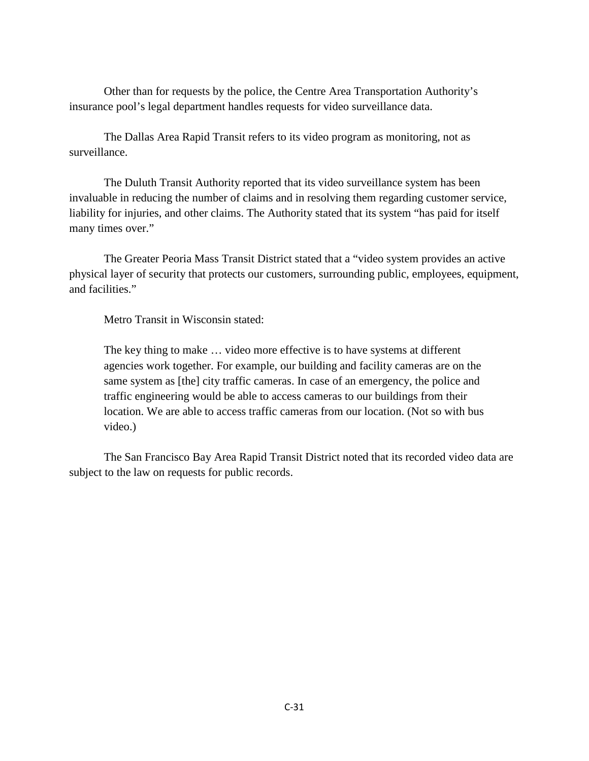Other than for requests by the police, the Centre Area Transportation Authority's insurance pool's legal department handles requests for video surveillance data.

The Dallas Area Rapid Transit refers to its video program as monitoring, not as surveillance.

The Duluth Transit Authority reported that its video surveillance system has been invaluable in reducing the number of claims and in resolving them regarding customer service, liability for injuries, and other claims. The Authority stated that its system "has paid for itself many times over."

The Greater Peoria Mass Transit District stated that a "video system provides an active physical layer of security that protects our customers, surrounding public, employees, equipment, and facilities."

Metro Transit in Wisconsin stated:

> The key thing to make … video more effective is to have systems at different agencies work together. For example, our building and facility cameras are on the same system as [the] city traffic cameras. In case of an emergency, the police and traffic engineering would be able to access cameras to our buildings from their location. We are able to access traffic cameras from our location. (Not so with bus video.)

The San Francisco Bay Area Rapid Transit District noted that its recorded video data are subject to the law on requests for public records.